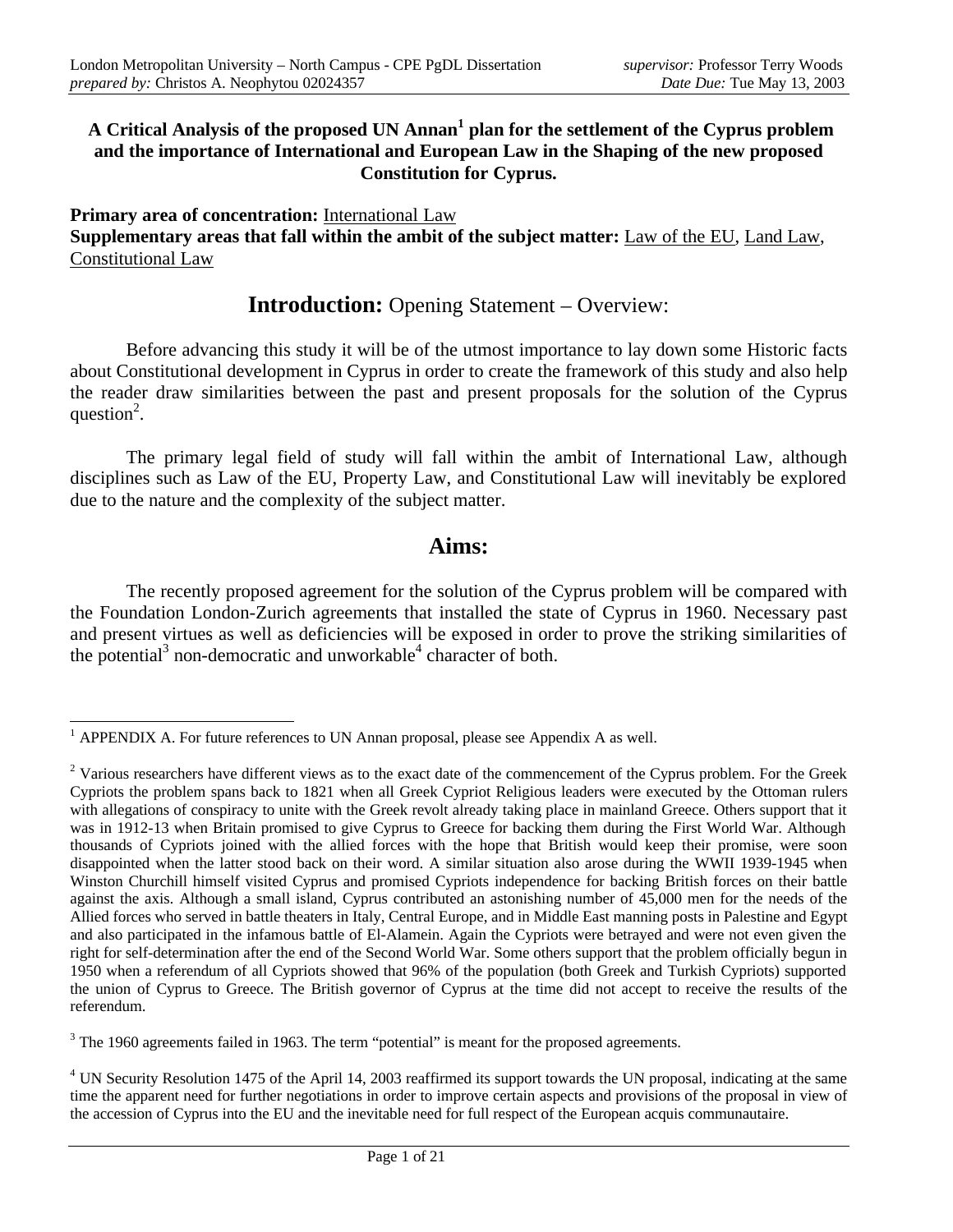**A Critical Analysis of the proposed UN Annan[1] plan for the settlement of the Cyprus problem and the importance of International and European Law in the Shaping of the new proposed Constitution for Cyprus.**

**Primary area of concentration:** International Law
**Supplementary areas that fall within the ambit of the subject matter:** Law of the EU, Land Law, Constitutional Law

## **Introduction:** Opening Statement – Overview:

Before advancing this study it will be of the utmost importance to lay down some Historic facts about Constitutional development in Cyprus in order to create the framework of this study and also help the reader draw similarities between the past and present proposals for the solution of the Cyprus question[2].

The primary legal field of study will fall within the ambit of International Law, although disciplines such as Law of the EU, Property Law, and Constitutional Law will inevitably be explored due to the nature and the complexity of the subject matter.

## Aims:

The recently proposed agreement for the solution of the Cyprus problem will be compared with the Foundation London-Zurich agreements that installed the state of Cyprus in 1960. Necessary past and present virtues as well as deficiencies will be exposed in order to prove the striking similarities of the potential[3] non-democratic and unworkable[4] character of both.

---

[1] APPENDIX A. For future references to UN Annan proposal, please see Appendix A as well.

[2] Various researchers have different views as to the exact date of the commencement of the Cyprus problem. For the Greek Cypriots the problem spans back to 1821 when all Greek Cypriot Religious leaders were executed by the Ottoman rulers with allegations of conspiracy to unite with the Greek revolt already taking place in mainland Greece. Others support that it was in 1912-13 when Britain promised to give Cyprus to Greece for backing them during the First World War. Although thousands of Cypriots joined with the allied forces with the hope that British would keep their promise, were soon disappointed when the latter stood back on their word. A similar situation also arose during the WWII 1939-1945 when Winston Churchill himself visited Cyprus and promised Cypriots independence for backing British forces on their battle against the axis. Although a small island, Cyprus contributed an astonishing number of 45,000 men for the needs of the Allied forces who served in battle theaters in Italy, Central Europe, and in Middle East manning posts in Palestine and Egypt and also participated in the infamous battle of El-Alamein. Again the Cypriots were betrayed and were not even given the right for self-determination after the end of the Second World War. Some others support that the problem officially begun in 1950 when a referendum of all Cypriots showed that 96% of the population (both Greek and Turkish Cypriots) supported the union of Cyprus to Greece. The British governor of Cyprus at the time did not accept to receive the results of the referendum.

[3] The 1960 agreements failed in 1963. The term "potential" is meant for the proposed agreements.

[4] UN Security Resolution 1475 of the April 14, 2003 reaffirmed its support towards the UN proposal, indicating at the same time the apparent need for further negotiations in order to improve certain aspects and provisions of the proposal in view of the accession of Cyprus into the EU and the inevitable need for full respect of the European acquis communautaire.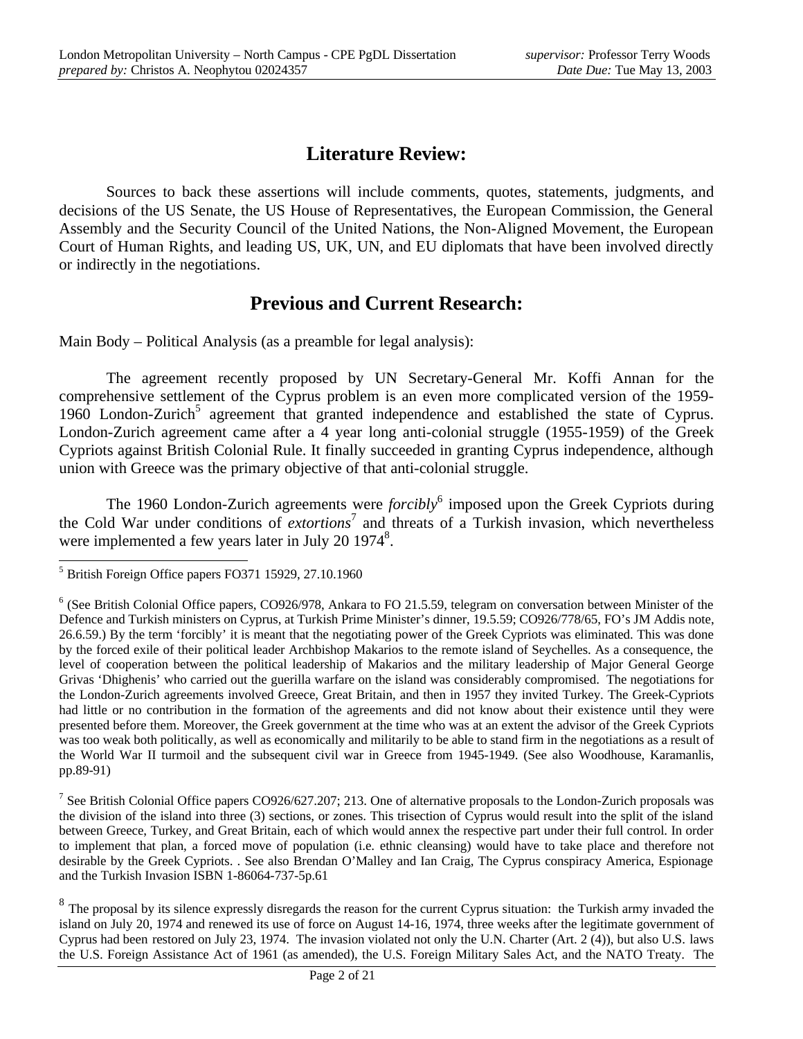## Literature Review:

Sources to back these assertions will include comments, quotes, statements, judgments, and decisions of the US Senate, the US House of Representatives, the European Commission, the General Assembly and the Security Council of the United Nations, the Non-Aligned Movement, the European Court of Human Rights, and leading US, UK, UN, and EU diplomats that have been involved directly or indirectly in the negotiations.

## Previous and Current Research:

Main Body – Political Analysis (as a preamble for legal analysis):

The agreement recently proposed by UN Secretary-General Mr. Koffi Annan for the comprehensive settlement of the Cyprus problem is an even more complicated version of the 1959-1960 London-Zurich[5] agreement that granted independence and established the state of Cyprus. London-Zurich agreement came after a 4 year long anti-colonial struggle (1955-1959) of the Greek Cypriots against British Colonial Rule. It finally succeeded in granting Cyprus independence, although union with Greece was the primary objective of that anti-colonial struggle.

The 1960 London-Zurich agreements were *forcibly*[6] imposed upon the Greek Cypriots during the Cold War under conditions of *extortions*[7] and threats of a Turkish invasion, which nevertheless were implemented a few years later in July 20 1974[8].

---

[5] British Foreign Office papers FO371 15929, 27.10.1960

[6] (See British Colonial Office papers, CO926/978, Ankara to FO 21.5.59, telegram on conversation between Minister of the Defence and Turkish ministers on Cyprus, at Turkish Prime Minister's dinner, 19.5.59; CO926/778/65, FO's JM Addis note, 26.6.59.) By the term 'forcibly' it is meant that the negotiating power of the Greek Cypriots was eliminated. This was done by the forced exile of their political leader Archbishop Makarios to the remote island of Seychelles. As a consequence, the level of cooperation between the political leadership of Makarios and the military leadership of Major General George Grivas 'Dhighenis' who carried out the guerilla warfare on the island was considerably compromised. The negotiations for the London-Zurich agreements involved Greece, Great Britain, and then in 1957 they invited Turkey. The Greek-Cypriots had little or no contribution in the formation of the agreements and did not know about their existence until they were presented before them. Moreover, the Greek government at the time who was at an extent the advisor of the Greek Cypriots was too weak both politically, as well as economically and militarily to be able to stand firm in the negotiations as a result of the World War II turmoil and the subsequent civil war in Greece from 1945-1949. (See also Woodhouse, Karamanlis, pp.89-91)

[7] See British Colonial Office papers CO926/627.207; 213. One of alternative proposals to the London-Zurich proposals was the division of the island into three (3) sections, or zones. This trisection of Cyprus would result into the split of the island between Greece, Turkey, and Great Britain, each of which would annex the respective part under their full control. In order to implement that plan, a forced move of population (i.e. ethnic cleansing) would have to take place and therefore not desirable by the Greek Cypriots. . See also Brendan O'Malley and Ian Craig, The Cyprus conspiracy America, Espionage and the Turkish Invasion ISBN 1-86064-737-5p.61

[8] The proposal by its silence expressly disregards the reason for the current Cyprus situation: the Turkish army invaded the island on July 20, 1974 and renewed its use of force on August 14-16, 1974, three weeks after the legitimate government of Cyprus had been restored on July 23, 1974. The invasion violated not only the U.N. Charter (Art. 2 (4)), but also U.S. laws the U.S. Foreign Assistance Act of 1961 (as amended), the U.S. Foreign Military Sales Act, and the NATO Treaty. The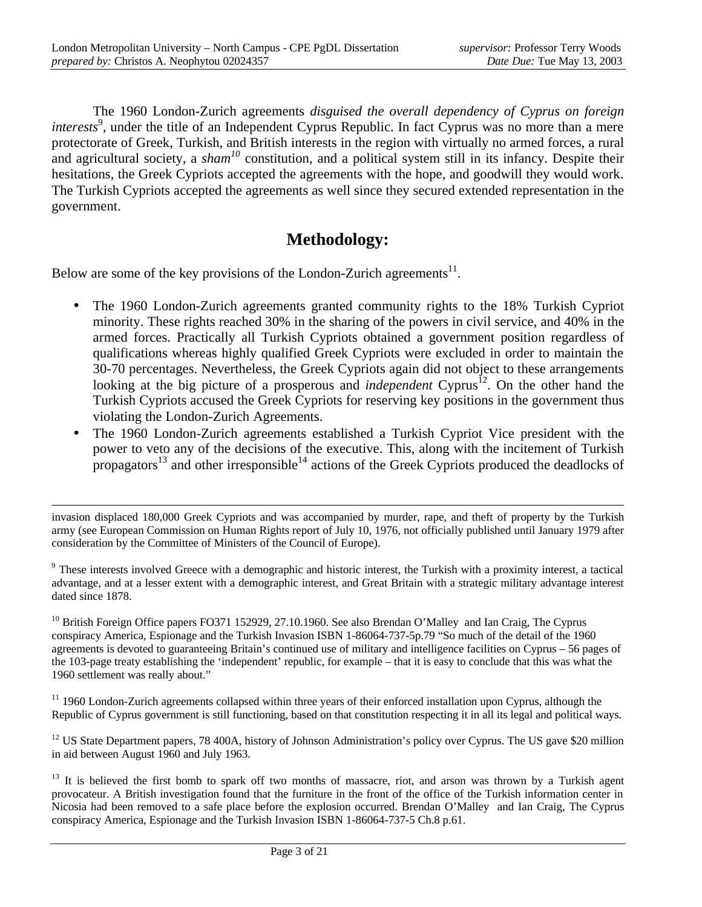The 1960 London-Zurich agreements *disguised the overall dependency of Cyprus on foreign interests*[9], under the title of an Independent Cyprus Republic. In fact Cyprus was no more than a mere protectorate of Greek, Turkish, and British interests in the region with virtually no armed forces, a rural and agricultural society, a *sham*[10] constitution, and a political system still in its infancy. Despite their hesitations, the Greek Cypriots accepted the agreements with the hope, and goodwill they would work. The Turkish Cypriots accepted the agreements as well since they secured extended representation in the government.

## Methodology:

Below are some of the key provisions of the London-Zurich agreements[11].

- The 1960 London-Zurich agreements granted community rights to the 18% Turkish Cypriot minority. These rights reached 30% in the sharing of the powers in civil service, and 40% in the armed forces. Practically all Turkish Cypriots obtained a government position regardless of qualifications whereas highly qualified Greek Cypriots were excluded in order to maintain the 30-70 percentages. Nevertheless, the Greek Cypriots again did not object to these arrangements looking at the big picture of a prosperous and *independent* Cyprus[12]. On the other hand the Turkish Cypriots accused the Greek Cypriots for reserving key positions in the government thus violating the London-Zurich Agreements.
- The 1960 London-Zurich agreements established a Turkish Cypriot Vice president with the power to veto any of the decisions of the executive. This, along with the incitement of Turkish propagators[13] and other irresponsible[14] actions of the Greek Cypriots produced the deadlocks of

---

invasion displaced 180,000 Greek Cypriots and was accompanied by murder, rape, and theft of property by the Turkish army (see European Commission on Human Rights report of July 10, 1976, not officially published until January 1979 after consideration by the Committee of Ministers of the Council of Europe).

[9] These interests involved Greece with a demographic and historic interest, the Turkish with a proximity interest, a tactical advantage, and at a lesser extent with a demographic interest, and Great Britain with a strategic military advantage interest dated since 1878.

[10] British Foreign Office papers FO371 152929, 27.10.1960. See also Brendan O'Malley and Ian Craig, The Cyprus conspiracy America, Espionage and the Turkish Invasion ISBN 1-86064-737-5p.79 "So much of the detail of the 1960 agreements is devoted to guaranteeing Britain's continued use of military and intelligence facilities on Cyprus – 56 pages of the 103-page treaty establishing the 'independent' republic, for example – that it is easy to conclude that this was what the 1960 settlement was really about."

[11] 1960 London-Zurich agreements collapsed within three years of their enforced installation upon Cyprus, although the Republic of Cyprus government is still functioning, based on that constitution respecting it in all its legal and political ways.

[12] US State Department papers, 78 400A, history of Johnson Administration's policy over Cyprus. The US gave $20 million in aid between August 1960 and July 1963.

[13] It is believed the first bomb to spark off two months of massacre, riot, and arson was thrown by a Turkish agent provocateur. A British investigation found that the furniture in the front of the office of the Turkish information center in Nicosia had been removed to a safe place before the explosion occurred. Brendan O'Malley and Ian Craig, The Cyprus conspiracy America, Espionage and the Turkish Invasion ISBN 1-86064-737-5 Ch.8 p.61.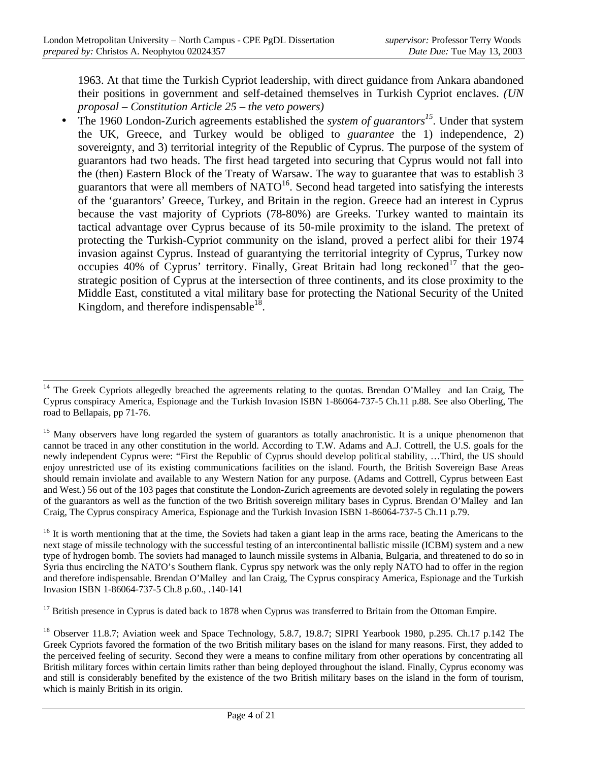1963. At that time the Turkish Cypriot leadership, with direct guidance from Ankara abandoned their positions in government and self-detained themselves in Turkish Cypriot enclaves. *(UN proposal – Constitution Article 25 – the veto powers)*

- The 1960 London-Zurich agreements established the *system of guarantors*[15]. Under that system the UK, Greece, and Turkey would be obliged to *guarantee* the 1) independence, 2) sovereignty, and 3) territorial integrity of the Republic of Cyprus. The purpose of the system of guarantors had two heads. The first head targeted into securing that Cyprus would not fall into the (then) Eastern Block of the Treaty of Warsaw. The way to guarantee that was to establish 3 guarantors that were all members of NATO[16]. Second head targeted into satisfying the interests of the 'guarantors' Greece, Turkey, and Britain in the region. Greece had an interest in Cyprus because the vast majority of Cypriots (78-80%) are Greeks. Turkey wanted to maintain its tactical advantage over Cyprus because of its 50-mile proximity to the island. The pretext of protecting the Turkish-Cypriot community on the island, proved a perfect alibi for their 1974 invasion against Cyprus. Instead of guarantying the territorial integrity of Cyprus, Turkey now occupies 40% of Cyprus' territory. Finally, Great Britain had long reckoned[17] that the geo-strategic position of Cyprus at the intersection of three continents, and its close proximity to the Middle East, constituted a vital military base for protecting the National Security of the United Kingdom, and therefore indispensable[18].

---

[14] The Greek Cypriots allegedly breached the agreements relating to the quotas. Brendan O'Malley and Ian Craig, The Cyprus conspiracy America, Espionage and the Turkish Invasion ISBN 1-86064-737-5 Ch.11 p.88. See also Oberling, The road to Bellapais, pp 71-76.

[15] Many observers have long regarded the system of guarantors as totally anachronistic. It is a unique phenomenon that cannot be traced in any other constitution in the world. According to T.W. Adams and A.J. Cottrell, the U.S. goals for the newly independent Cyprus were: "First the Republic of Cyprus should develop political stability, …Third, the US should enjoy unrestricted use of its existing communications facilities on the island. Fourth, the British Sovereign Base Areas should remain inviolate and available to any Western Nation for any purpose. (Adams and Cottrell, Cyprus between East and West.) 56 out of the 103 pages that constitute the London-Zurich agreements are devoted solely in regulating the powers of the guarantors as well as the function of the two British sovereign military bases in Cyprus. Brendan O'Malley and Ian Craig, The Cyprus conspiracy America, Espionage and the Turkish Invasion ISBN 1-86064-737-5 Ch.11 p.79.

[16] It is worth mentioning that at the time, the Soviets had taken a giant leap in the arms race, beating the Americans to the next stage of missile technology with the successful testing of an intercontinental ballistic missile (ICBM) system and a new type of hydrogen bomb. The soviets had managed to launch missile systems in Albania, Bulgaria, and threatened to do so in Syria thus encircling the NATO's Southern flank. Cyprus spy network was the only reply NATO had to offer in the region and therefore indispensable. Brendan O'Malley and Ian Craig, The Cyprus conspiracy America, Espionage and the Turkish Invasion ISBN 1-86064-737-5 Ch.8 p.60., .140-141

[17] British presence in Cyprus is dated back to 1878 when Cyprus was transferred to Britain from the Ottoman Empire.

[18] Observer 11.8.7; Aviation week and Space Technology, 5.8.7, 19.8.7; SIPRI Yearbook 1980, p.295. Ch.17 p.142 The Greek Cypriots favored the formation of the two British military bases on the island for many reasons. First, they added to the perceived feeling of security. Second they were a means to confine military from other operations by concentrating all British military forces within certain limits rather than being deployed throughout the island. Finally, Cyprus economy was and still is considerably benefited by the existence of the two British military bases on the island in the form of tourism, which is mainly British in its origin.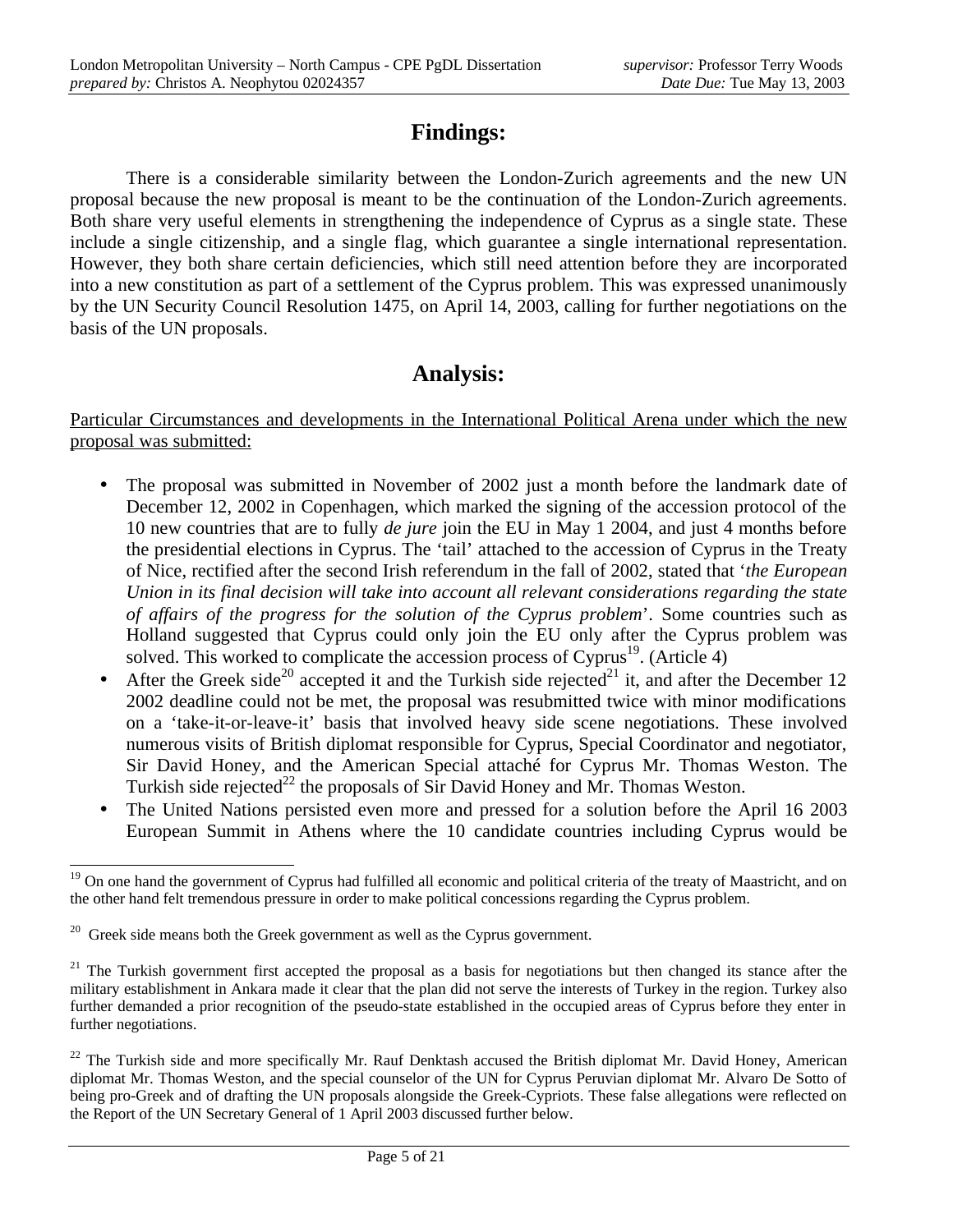## Findings:

There is a considerable similarity between the London-Zurich agreements and the new UN proposal because the new proposal is meant to be the continuation of the London-Zurich agreements. Both share very useful elements in strengthening the independence of Cyprus as a single state. These include a single citizenship, and a single flag, which guarantee a single international representation. However, they both share certain deficiencies, which still need attention before they are incorporated into a new constitution as part of a settlement of the Cyprus problem. This was expressed unanimously by the UN Security Council Resolution 1475, on April 14, 2003, calling for further negotiations on the basis of the UN proposals.

## Analysis:

<u>Particular Circumstances and developments in the International Political Arena under which the new proposal was submitted:</u>

- The proposal was submitted in November of 2002 just a month before the landmark date of December 12, 2002 in Copenhagen, which marked the signing of the accession protocol of the 10 new countries that are to fully *de jure* join the EU in May 1 2004, and just 4 months before the presidential elections in Cyprus. The 'tail' attached to the accession of Cyprus in the Treaty of Nice, rectified after the second Irish referendum in the fall of 2002, stated that '*the European Union in its final decision will take into account all relevant considerations regarding the state of affairs of the progress for the solution of the Cyprus problem*'. Some countries such as Holland suggested that Cyprus could only join the EU only after the Cyprus problem was solved. This worked to complicate the accession process of Cyprus[19]. (Article 4)
- After the Greek side[20] accepted it and the Turkish side rejected[21] it, and after the December 12 2002 deadline could not be met, the proposal was resubmitted twice with minor modifications on a 'take-it-or-leave-it' basis that involved heavy side scene negotiations. These involved numerous visits of British diplomat responsible for Cyprus, Special Coordinator and negotiator, Sir David Honey, and the American Special attaché for Cyprus Mr. Thomas Weston. The Turkish side rejected[22] the proposals of Sir David Honey and Mr. Thomas Weston.
- The United Nations persisted even more and pressed for a solution before the April 16 2003 European Summit in Athens where the 10 candidate countries including Cyprus would be

---

[19] On one hand the government of Cyprus had fulfilled all economic and political criteria of the treaty of Maastricht, and on the other hand felt tremendous pressure in order to make political concessions regarding the Cyprus problem.

[20] Greek side means both the Greek government as well as the Cyprus government.

[21] The Turkish government first accepted the proposal as a basis for negotiations but then changed its stance after the military establishment in Ankara made it clear that the plan did not serve the interests of Turkey in the region. Turkey also further demanded a prior recognition of the pseudo-state established in the occupied areas of Cyprus before they enter in further negotiations.

[22] The Turkish side and more specifically Mr. Rauf Denktash accused the British diplomat Mr. David Honey, American diplomat Mr. Thomas Weston, and the special counselor of the UN for Cyprus Peruvian diplomat Mr. Alvaro De Sotto of being pro-Greek and of drafting the UN proposals alongside the Greek-Cypriots. These false allegations were reflected on the Report of the UN Secretary General of 1 April 2003 discussed further below.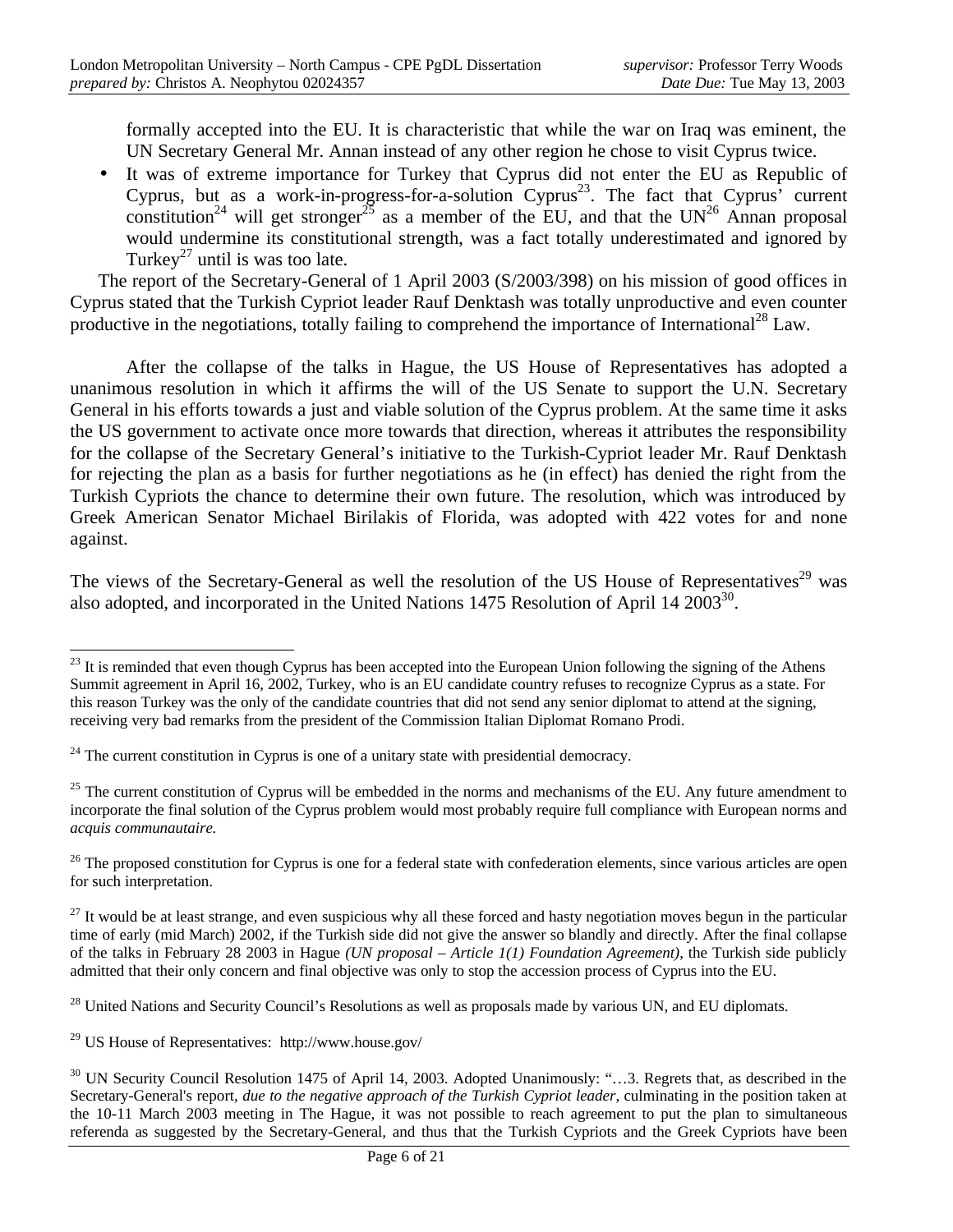formally accepted into the EU. It is characteristic that while the war on Iraq was eminent, the UN Secretary General Mr. Annan instead of any other region he chose to visit Cyprus twice.

- It was of extreme importance for Turkey that Cyprus did not enter the EU as Republic of Cyprus, but as a work-in-progress-for-a-solution Cyprus[23]. The fact that Cyprus' current constitution[24] will get stronger[25] as a member of the EU, and that the UN[26] Annan proposal would undermine its constitutional strength, was a fact totally underestimated and ignored by Turkey[27] until is was too late.

The report of the Secretary-General of 1 April 2003 (S/2003/398) on his mission of good offices in Cyprus stated that the Turkish Cypriot leader Rauf Denktash was totally unproductive and even counter productive in the negotiations, totally failing to comprehend the importance of International[28] Law.

After the collapse of the talks in Hague, the US House of Representatives has adopted a unanimous resolution in which it affirms the will of the US Senate to support the U.N. Secretary General in his efforts towards a just and viable solution of the Cyprus problem. At the same time it asks the US government to activate once more towards that direction, whereas it attributes the responsibility for the collapse of the Secretary General's initiative to the Turkish-Cypriot leader Mr. Rauf Denktash for rejecting the plan as a basis for further negotiations as he (in effect) has denied the right from the Turkish Cypriots the chance to determine their own future. The resolution, which was introduced by Greek American Senator Michael Birilakis of Florida, was adopted with 422 votes for and none against.

The views of the Secretary-General as well the resolution of the US House of Representatives[29] was also adopted, and incorporated in the United Nations 1475 Resolution of April 14 2003[30].

---

[23] It is reminded that even though Cyprus has been accepted into the European Union following the signing of the Athens Summit agreement in April 16, 2002, Turkey, who is an EU candidate country refuses to recognize Cyprus as a state. For this reason Turkey was the only of the candidate countries that did not send any senior diplomat to attend at the signing, receiving very bad remarks from the president of the Commission Italian Diplomat Romano Prodi.

[24] The current constitution in Cyprus is one of a unitary state with presidential democracy.

[25] The current constitution of Cyprus will be embedded in the norms and mechanisms of the EU. Any future amendment to incorporate the final solution of the Cyprus problem would most probably require full compliance with European norms and *acquis communautaire.*

[26] The proposed constitution for Cyprus is one for a federal state with confederation elements, since various articles are open for such interpretation.

[27] It would be at least strange, and even suspicious why all these forced and hasty negotiation moves begun in the particular time of early (mid March) 2002, if the Turkish side did not give the answer so blandly and directly. After the final collapse of the talks in February 28 2003 in Hague *(UN proposal – Article 1(1) Foundation Agreement)*, the Turkish side publicly admitted that their only concern and final objective was only to stop the accession process of Cyprus into the EU.

[28] United Nations and Security Council's Resolutions as well as proposals made by various UN, and EU diplomats.

[29] US House of Representatives: http://www.house.gov/

[30] UN Security Council Resolution 1475 of April 14, 2003. Adopted Unanimously: "…3. Regrets that, as described in the Secretary-General's report, *due to the negative approach of the Turkish Cypriot leader*, culminating in the position taken at the 10-11 March 2003 meeting in The Hague, it was not possible to reach agreement to put the plan to simultaneous referenda as suggested by the Secretary-General, and thus that the Turkish Cypriots and the Greek Cypriots have been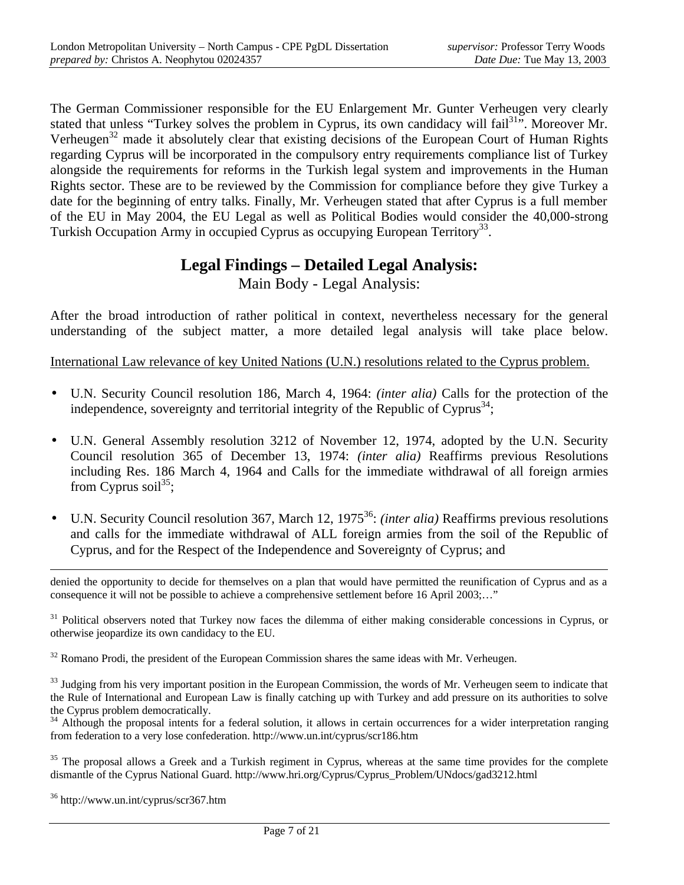The German Commissioner responsible for the EU Enlargement Mr. Gunter Verheugen very clearly stated that unless "Turkey solves the problem in Cyprus, its own candidacy will fail[31]". Moreover Mr. Verheugen[32] made it absolutely clear that existing decisions of the European Court of Human Rights regarding Cyprus will be incorporated in the compulsory entry requirements compliance list of Turkey alongside the requirements for reforms in the Turkish legal system and improvements in the Human Rights sector. These are to be reviewed by the Commission for compliance before they give Turkey a date for the beginning of entry talks. Finally, Mr. Verheugen stated that after Cyprus is a full member of the EU in May 2004, the EU Legal as well as Political Bodies would consider the 40,000-strong Turkish Occupation Army in occupied Cyprus as occupying European Territory[33].

## Legal Findings – Detailed Legal Analysis:

Main Body - Legal Analysis:

After the broad introduction of rather political in context, nevertheless necessary for the general understanding of the subject matter, a more detailed legal analysis will take place below.

International Law relevance of key United Nations (U.N.) resolutions related to the Cyprus problem.

- U.N. Security Council resolution 186, March 4, 1964: *(inter alia)* Calls for the protection of the independence, sovereignty and territorial integrity of the Republic of Cyprus[34];
- U.N. General Assembly resolution 3212 of November 12, 1974, adopted by the U.N. Security Council resolution 365 of December 13, 1974: *(inter alia)* Reaffirms previous Resolutions including Res. 186 March 4, 1964 and Calls for the immediate withdrawal of all foreign armies from Cyprus soil[35];
- U.N. Security Council resolution 367, March 12, 1975[36]: *(inter alia)* Reaffirms previous resolutions and calls for the immediate withdrawal of ALL foreign armies from the soil of the Republic of Cyprus, and for the Respect of the Independence and Sovereignty of Cyprus; and

---

denied the opportunity to decide for themselves on a plan that would have permitted the reunification of Cyprus and as a consequence it will not be possible to achieve a comprehensive settlement before 16 April 2003;…"

[31] Political observers noted that Turkey now faces the dilemma of either making considerable concessions in Cyprus, or otherwise jeopardize its own candidacy to the EU.

[32] Romano Prodi, the president of the European Commission shares the same ideas with Mr. Verheugen.

[33] Judging from his very important position in the European Commission, the words of Mr. Verheugen seem to indicate that the Rule of International and European Law is finally catching up with Turkey and add pressure on its authorities to solve the Cyprus problem democratically.

[34] Although the proposal intents for a federal solution, it allows in certain occurrences for a wider interpretation ranging from federation to a very lose confederation. http://www.un.int/cyprus/scr186.htm

[35] The proposal allows a Greek and a Turkish regiment in Cyprus, whereas at the same time provides for the complete dismantle of the Cyprus National Guard. http://www.hri.org/Cyprus/Cyprus_Problem/UNdocs/gad3212.html

[36] http://www.un.int/cyprus/scr367.htm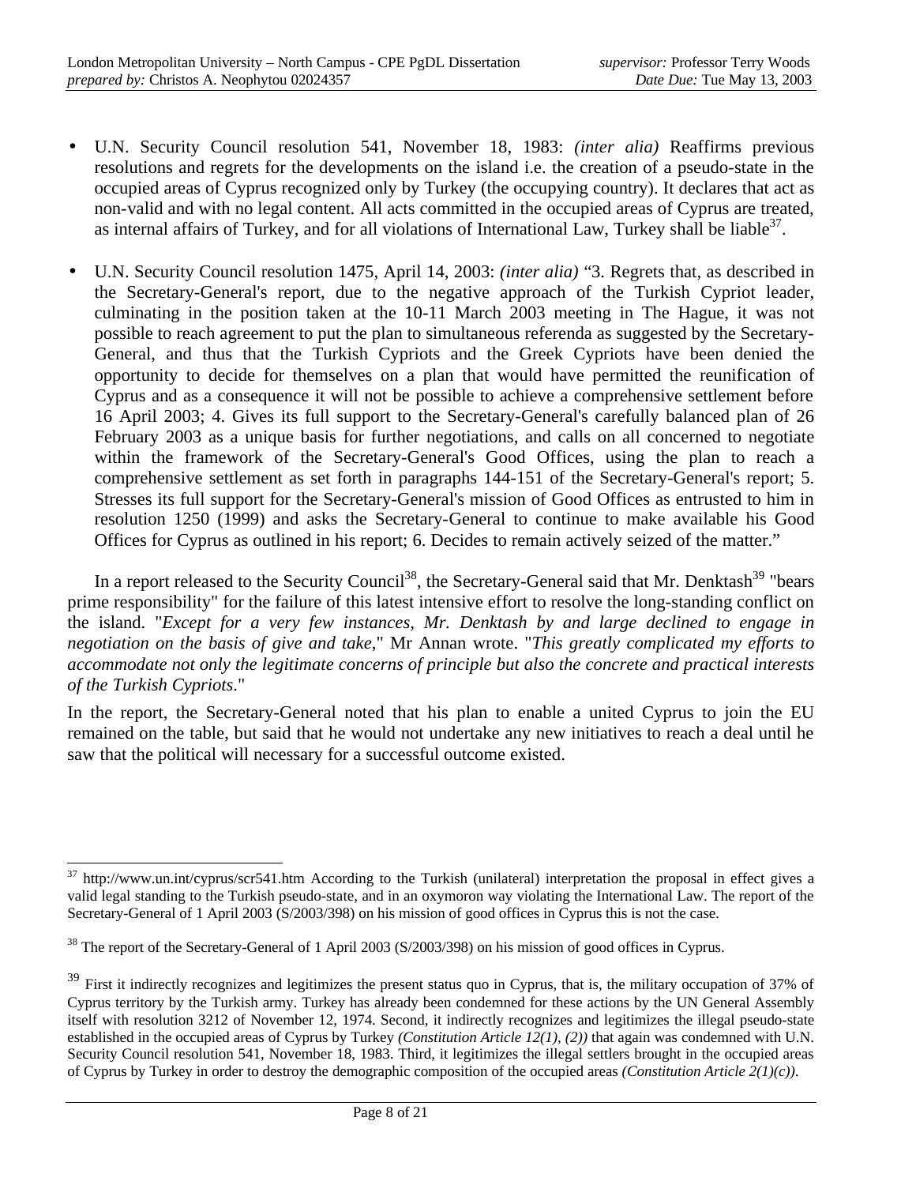- U.N. Security Council resolution 541, November 18, 1983: *(inter alia)* Reaffirms previous resolutions and regrets for the developments on the island i.e. the creation of a pseudo-state in the occupied areas of Cyprus recognized only by Turkey (the occupying country). It declares that act as non-valid and with no legal content. All acts committed in the occupied areas of Cyprus are treated, as internal affairs of Turkey, and for all violations of International Law, Turkey shall be liable[37].

- U.N. Security Council resolution 1475, April 14, 2003: *(inter alia)* "3. Regrets that, as described in the Secretary-General's report, due to the negative approach of the Turkish Cypriot leader, culminating in the position taken at the 10-11 March 2003 meeting in The Hague, it was not possible to reach agreement to put the plan to simultaneous referenda as suggested by the Secretary-General, and thus that the Turkish Cypriots and the Greek Cypriots have been denied the opportunity to decide for themselves on a plan that would have permitted the reunification of Cyprus and as a consequence it will not be possible to achieve a comprehensive settlement before 16 April 2003; 4. Gives its full support to the Secretary-General's carefully balanced plan of 26 February 2003 as a unique basis for further negotiations, and calls on all concerned to negotiate within the framework of the Secretary-General's Good Offices, using the plan to reach a comprehensive settlement as set forth in paragraphs 144-151 of the Secretary-General's report; 5. Stresses its full support for the Secretary-General's mission of Good Offices as entrusted to him in resolution 1250 (1999) and asks the Secretary-General to continue to make available his Good Offices for Cyprus as outlined in his report; 6. Decides to remain actively seized of the matter."

In a report released to the Security Council[38], the Secretary-General said that Mr. Denktash[39] "bears prime responsibility" for the failure of this latest intensive effort to resolve the long-standing conflict on the island. "*Except for a very few instances, Mr. Denktash by and large declined to engage in negotiation on the basis of give and take*," Mr Annan wrote. "*This greatly complicated my efforts to accommodate not only the legitimate concerns of principle but also the concrete and practical interests of the Turkish Cypriots*."

In the report, the Secretary-General noted that his plan to enable a united Cyprus to join the EU remained on the table, but said that he would not undertake any new initiatives to reach a deal until he saw that the political will necessary for a successful outcome existed.

---

[37] http://www.un.int/cyprus/scr541.htm According to the Turkish (unilateral) interpretation the proposal in effect gives a valid legal standing to the Turkish pseudo-state, and in an oxymoron way violating the International Law. The report of the Secretary-General of 1 April 2003 (S/2003/398) on his mission of good offices in Cyprus this is not the case.

[38] The report of the Secretary-General of 1 April 2003 (S/2003/398) on his mission of good offices in Cyprus.

[39] First it indirectly recognizes and legitimizes the present status quo in Cyprus, that is, the military occupation of 37% of Cyprus territory by the Turkish army. Turkey has already been condemned for these actions by the UN General Assembly itself with resolution 3212 of November 12, 1974. Second, it indirectly recognizes and legitimizes the illegal pseudo-state established in the occupied areas of Cyprus by Turkey *(Constitution Article 12(1), (2))* that again was condemned with U.N. Security Council resolution 541, November 18, 1983. Third, it legitimizes the illegal settlers brought in the occupied areas of Cyprus by Turkey in order to destroy the demographic composition of the occupied areas *(Constitution Article 2(1)(c))*.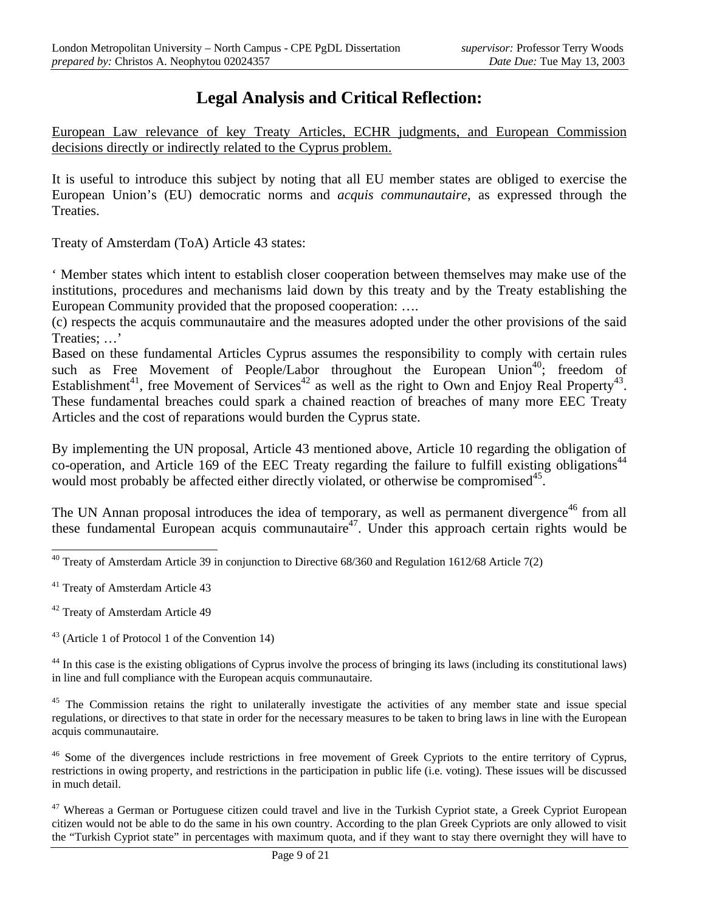# Legal Analysis and Critical Reflection:

European Law relevance of key Treaty Articles, ECHR judgments, and European Commission decisions directly or indirectly related to the Cyprus problem.

It is useful to introduce this subject by noting that all EU member states are obliged to exercise the European Union's (EU) democratic norms and *acquis communautaire*, as expressed through the Treaties.

Treaty of Amsterdam (ToA) Article 43 states:

' Member states which intent to establish closer cooperation between themselves may make use of the institutions, procedures and mechanisms laid down by this treaty and by the Treaty establishing the European Community provided that the proposed cooperation: ….
(c) respects the acquis communautaire and the measures adopted under the other provisions of the said Treaties; …'
Based on these fundamental Articles Cyprus assumes the responsibility to comply with certain rules such as Free Movement of People/Labor throughout the European Union[40]; freedom of Establishment[41], free Movement of Services[42] as well as the right to Own and Enjoy Real Property[43]. These fundamental breaches could spark a chained reaction of breaches of many more EEC Treaty Articles and the cost of reparations would burden the Cyprus state.

By implementing the UN proposal, Article 43 mentioned above, Article 10 regarding the obligation of co-operation, and Article 169 of the EEC Treaty regarding the failure to fulfill existing obligations[44] would most probably be affected either directly violated, or otherwise be compromised[45].

The UN Annan proposal introduces the idea of temporary, as well as permanent divergence[46] from all these fundamental European acquis communautaire[47]. Under this approach certain rights would be

---

[40] Treaty of Amsterdam Article 39 in conjunction to Directive 68/360 and Regulation 1612/68 Article 7(2)

[41] Treaty of Amsterdam Article 43

[42] Treaty of Amsterdam Article 49

[43] (Article 1 of Protocol 1 of the Convention 14)

[44] In this case is the existing obligations of Cyprus involve the process of bringing its laws (including its constitutional laws) in line and full compliance with the European acquis communautaire.

[45] The Commission retains the right to unilaterally investigate the activities of any member state and issue special regulations, or directives to that state in order for the necessary measures to be taken to bring laws in line with the European acquis communautaire.

[46] Some of the divergences include restrictions in free movement of Greek Cypriots to the entire territory of Cyprus, restrictions in owing property, and restrictions in the participation in public life (i.e. voting). These issues will be discussed in much detail.

[47] Whereas a German or Portuguese citizen could travel and live in the Turkish Cypriot state, a Greek Cypriot European citizen would not be able to do the same in his own country. According to the plan Greek Cypriots are only allowed to visit the "Turkish Cypriot state" in percentages with maximum quota, and if they want to stay there overnight they will have to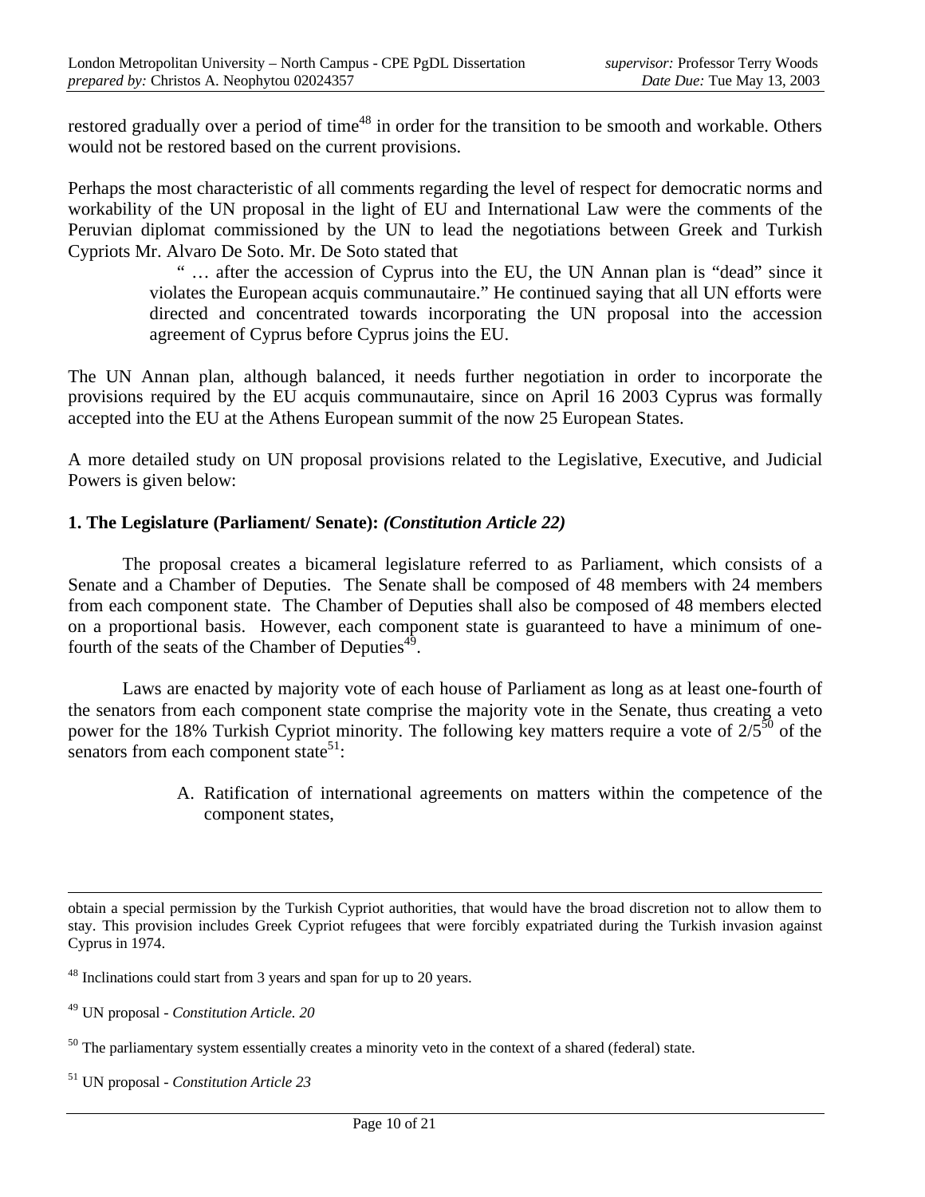restored gradually over a period of time[48] in order for the transition to be smooth and workable. Others would not be restored based on the current provisions.

Perhaps the most characteristic of all comments regarding the level of respect for democratic norms and workability of the UN proposal in the light of EU and International Law were the comments of the Peruvian diplomat commissioned by the UN to lead the negotiations between Greek and Turkish Cypriots Mr. Alvaro De Soto. Mr. De Soto stated that

> " … after the accession of Cyprus into the EU, the UN Annan plan is "dead" since it violates the European acquis communautaire." He continued saying that all UN efforts were directed and concentrated towards incorporating the UN proposal into the accession agreement of Cyprus before Cyprus joins the EU.

The UN Annan plan, although balanced, it needs further negotiation in order to incorporate the provisions required by the EU acquis communautaire, since on April 16 2003 Cyprus was formally accepted into the EU at the Athens European summit of the now 25 European States.

A more detailed study on UN proposal provisions related to the Legislative, Executive, and Judicial Powers is given below:

**1. The Legislature (Parliament/ Senate):** ***(Constitution Article 22)***

The proposal creates a bicameral legislature referred to as Parliament, which consists of a Senate and a Chamber of Deputies. The Senate shall be composed of 48 members with 24 members from each component state. The Chamber of Deputies shall also be composed of 48 members elected on a proportional basis. However, each component state is guaranteed to have a minimum of one-fourth of the seats of the Chamber of Deputies[49].

Laws are enacted by majority vote of each house of Parliament as long as at least one-fourth of the senators from each component state comprise the majority vote in the Senate, thus creating a veto power for the 18% Turkish Cypriot minority. The following key matters require a vote of 2/5[50] of the senators from each component state[51]:

A. Ratification of international agreements on matters within the competence of the component states,

---

obtain a special permission by the Turkish Cypriot authorities, that would have the broad discretion not to allow them to stay. This provision includes Greek Cypriot refugees that were forcibly expatriated during the Turkish invasion against Cyprus in 1974.

[48] Inclinations could start from 3 years and span for up to 20 years.

[49] UN proposal - *Constitution Article. 20*

[50] The parliamentary system essentially creates a minority veto in the context of a shared (federal) state.

[51] UN proposal - *Constitution Article 23*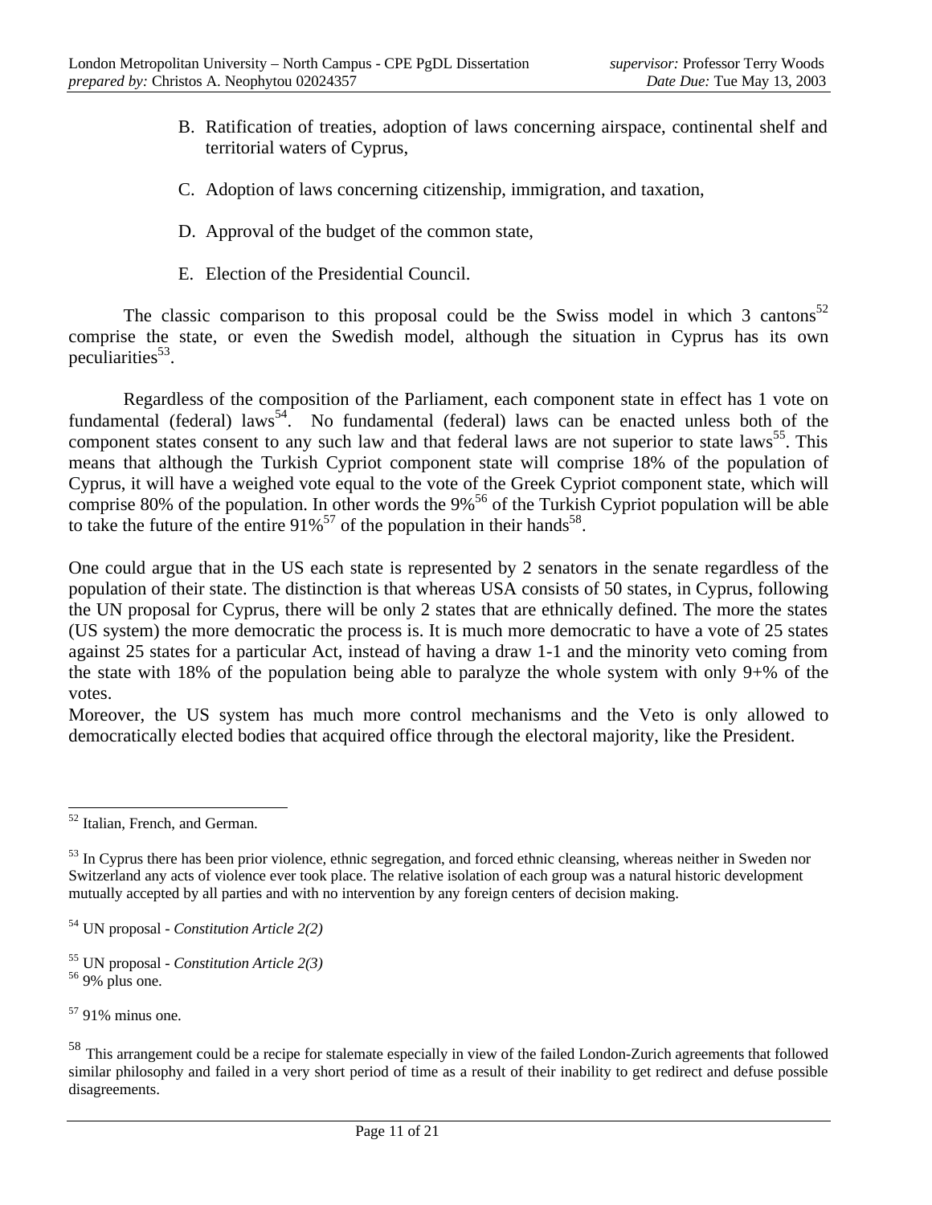B. Ratification of treaties, adoption of laws concerning airspace, continental shelf and territorial waters of Cyprus,

C. Adoption of laws concerning citizenship, immigration, and taxation,

D. Approval of the budget of the common state,

E. Election of the Presidential Council.

The classic comparison to this proposal could be the Swiss model in which 3 cantons[52] comprise the state, or even the Swedish model, although the situation in Cyprus has its own peculiarities[53].

Regardless of the composition of the Parliament, each component state in effect has 1 vote on fundamental (federal) laws[54]. No fundamental (federal) laws can be enacted unless both of the component states consent to any such law and that federal laws are not superior to state laws[55]. This means that although the Turkish Cypriot component state will comprise 18% of the population of Cyprus, it will have a weighed vote equal to the vote of the Greek Cypriot component state, which will comprise 80% of the population. In other words the 9%[56] of the Turkish Cypriot population will be able to take the future of the entire 91%[57] of the population in their hands[58].

One could argue that in the US each state is represented by 2 senators in the senate regardless of the population of their state. The distinction is that whereas USA consists of 50 states, in Cyprus, following the UN proposal for Cyprus, there will be only 2 states that are ethnically defined. The more the states (US system) the more democratic the process is. It is much more democratic to have a vote of 25 states against 25 states for a particular Act, instead of having a draw 1-1 and the minority veto coming from the state with 18% of the population being able to paralyze the whole system with only 9+% of the votes.

Moreover, the US system has much more control mechanisms and the Veto is only allowed to democratically elected bodies that acquired office through the electoral majority, like the President.

---

[52] Italian, French, and German.

[53] In Cyprus there has been prior violence, ethnic segregation, and forced ethnic cleansing, whereas neither in Sweden nor Switzerland any acts of violence ever took place. The relative isolation of each group was a natural historic development mutually accepted by all parties and with no intervention by any foreign centers of decision making.

[54] UN proposal - *Constitution Article 2(2)*

[55] UN proposal - *Constitution Article 2(3)*

[56] 9% plus one.

[57] 91% minus one.

[58] This arrangement could be a recipe for stalemate especially in view of the failed London-Zurich agreements that followed similar philosophy and failed in a very short period of time as a result of their inability to get redirect and defuse possible disagreements.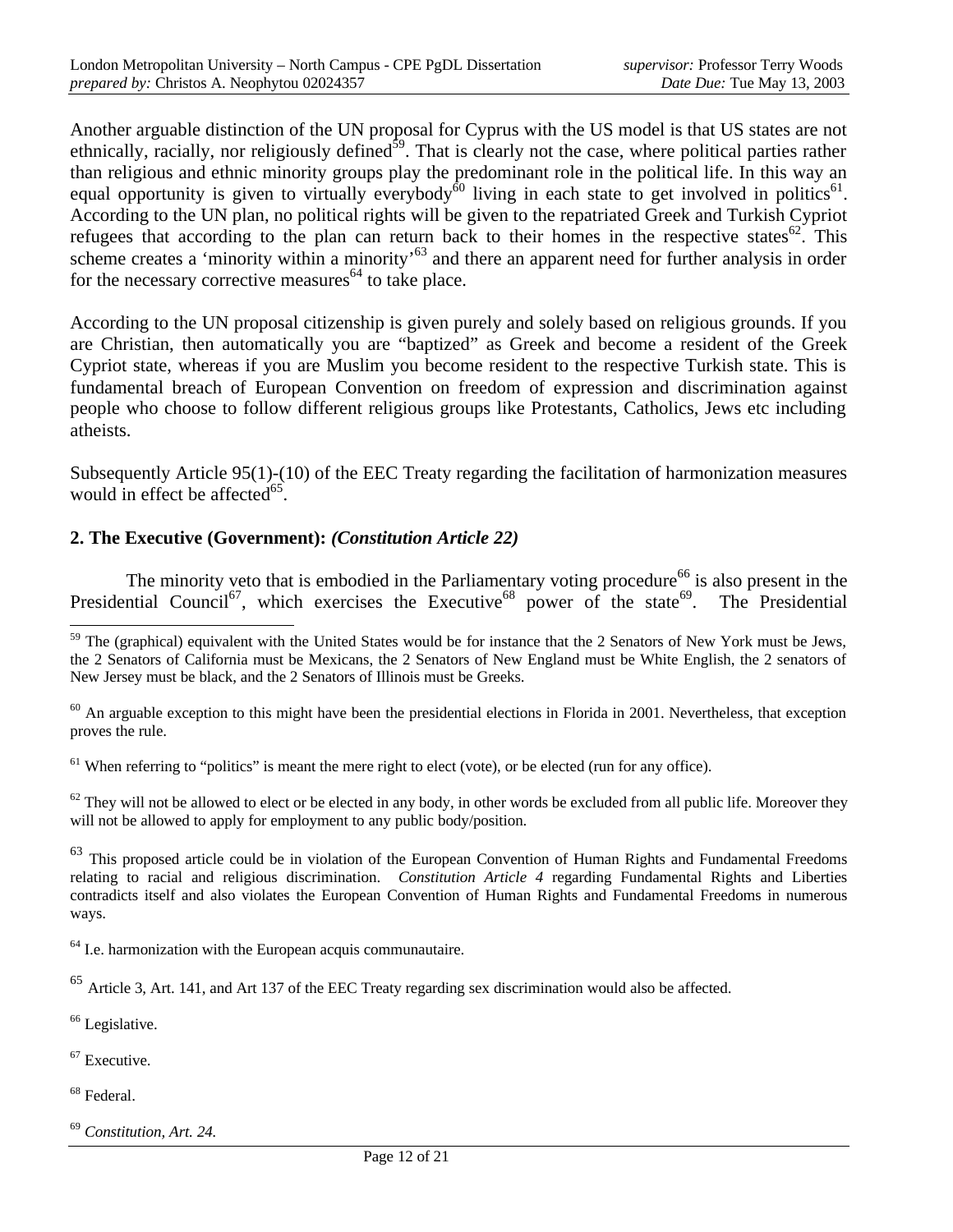Another arguable distinction of the UN proposal for Cyprus with the US model is that US states are not ethnically, racially, nor religiously defined[59]. That is clearly not the case, where political parties rather than religious and ethnic minority groups play the predominant role in the political life. In this way an equal opportunity is given to virtually everybody[60] living in each state to get involved in politics[61]. According to the UN plan, no political rights will be given to the repatriated Greek and Turkish Cypriot refugees that according to the plan can return back to their homes in the respective states[62]. This scheme creates a 'minority within a minority'[63] and there an apparent need for further analysis in order for the necessary corrective measures[64] to take place.

According to the UN proposal citizenship is given purely and solely based on religious grounds. If you are Christian, then automatically you are "baptized" as Greek and become a resident of the Greek Cypriot state, whereas if you are Muslim you become resident to the respective Turkish state. This is fundamental breach of European Convention on freedom of expression and discrimination against people who choose to follow different religious groups like Protestants, Catholics, Jews etc including atheists.

Subsequently Article 95(1)-(10) of the EEC Treaty regarding the facilitation of harmonization measures would in effect be affected[65].

**2. The Executive (Government):** ***(Constitution Article 22)***

The minority veto that is embodied in the Parliamentary voting procedure[66] is also present in the Presidential Council[67], which exercises the Executive[68] power of the state[69]. The Presidential

---

[59] The (graphical) equivalent with the United States would be for instance that the 2 Senators of New York must be Jews, the 2 Senators of California must be Mexicans, the 2 Senators of New England must be White English, the 2 senators of New Jersey must be black, and the 2 Senators of Illinois must be Greeks.

[60] An arguable exception to this might have been the presidential elections in Florida in 2001. Nevertheless, that exception proves the rule.

[61] When referring to "politics" is meant the mere right to elect (vote), or be elected (run for any office).

[62] They will not be allowed to elect or be elected in any body, in other words be excluded from all public life. Moreover they will not be allowed to apply for employment to any public body/position.

[63] This proposed article could be in violation of the European Convention of Human Rights and Fundamental Freedoms relating to racial and religious discrimination. *Constitution Article 4* regarding Fundamental Rights and Liberties contradicts itself and also violates the European Convention of Human Rights and Fundamental Freedoms in numerous ways.

[64] I.e. harmonization with the European acquis communautaire.

[65] Article 3, Art. 141, and Art 137 of the EEC Treaty regarding sex discrimination would also be affected.

[66] Legislative.

[67] Executive.

[68] Federal.

[69] *Constitution, Art. 24.*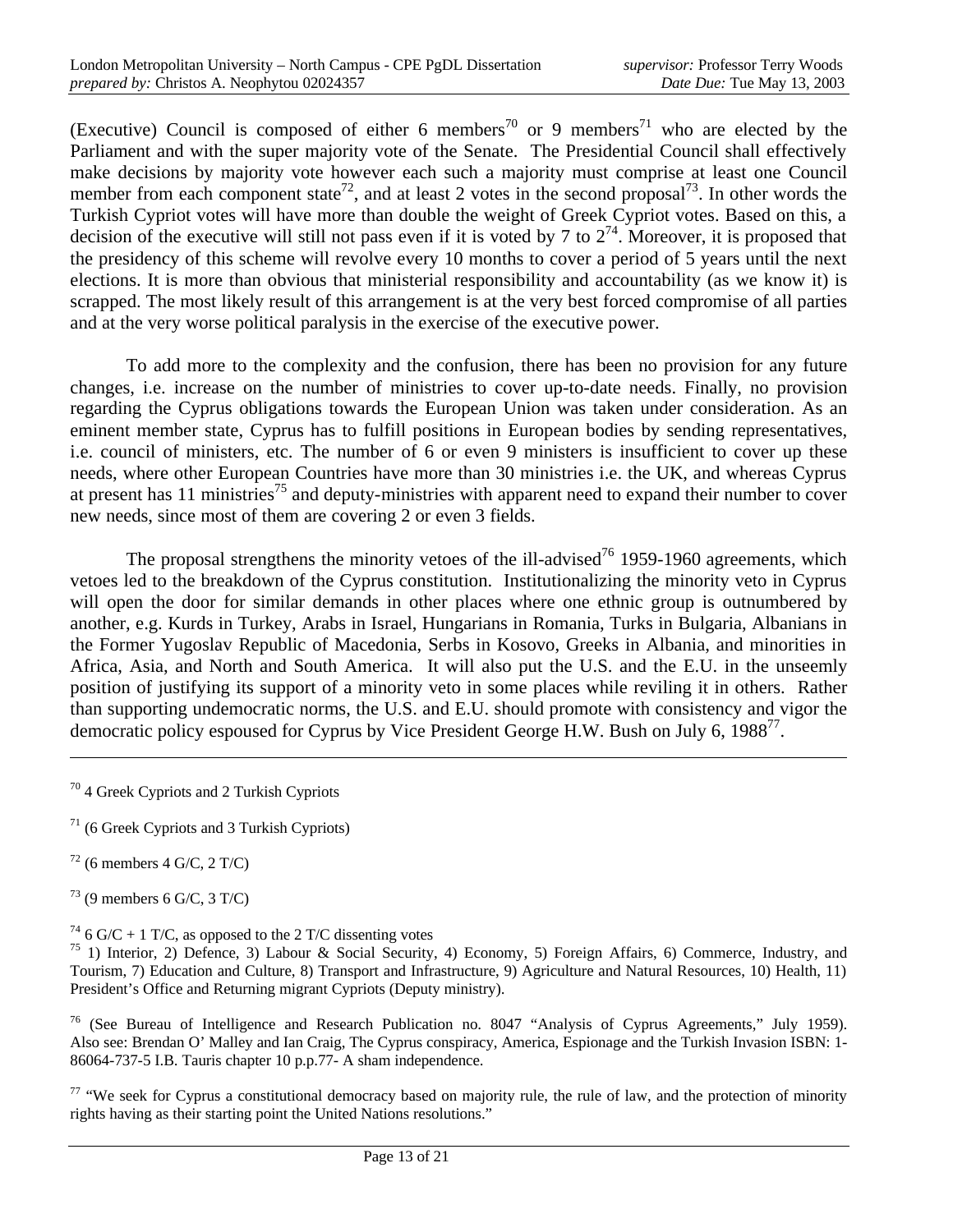(Executive) Council is composed of either 6 members[70] or 9 members[71] who are elected by the Parliament and with the super majority vote of the Senate. The Presidential Council shall effectively make decisions by majority vote however each such a majority must comprise at least one Council member from each component state[72], and at least 2 votes in the second proposal[73]. In other words the Turkish Cypriot votes will have more than double the weight of Greek Cypriot votes. Based on this, a decision of the executive will still not pass even if it is voted by 7 to 2[74]. Moreover, it is proposed that the presidency of this scheme will revolve every 10 months to cover a period of 5 years until the next elections. It is more than obvious that ministerial responsibility and accountability (as we know it) is scrapped. The most likely result of this arrangement is at the very best forced compromise of all parties and at the very worse political paralysis in the exercise of the executive power.

To add more to the complexity and the confusion, there has been no provision for any future changes, i.e. increase on the number of ministries to cover up-to-date needs. Finally, no provision regarding the Cyprus obligations towards the European Union was taken under consideration. As an eminent member state, Cyprus has to fulfill positions in European bodies by sending representatives, i.e. council of ministers, etc. The number of 6 or even 9 ministers is insufficient to cover up these needs, where other European Countries have more than 30 ministries i.e. the UK, and whereas Cyprus at present has 11 ministries[75] and deputy-ministries with apparent need to expand their number to cover new needs, since most of them are covering 2 or even 3 fields.

The proposal strengthens the minority vetoes of the ill-advised[76] 1959-1960 agreements, which vetoes led to the breakdown of the Cyprus constitution. Institutionalizing the minority veto in Cyprus will open the door for similar demands in other places where one ethnic group is outnumbered by another, e.g. Kurds in Turkey, Arabs in Israel, Hungarians in Romania, Turks in Bulgaria, Albanians in the Former Yugoslav Republic of Macedonia, Serbs in Kosovo, Greeks in Albania, and minorities in Africa, Asia, and North and South America. It will also put the U.S. and the E.U. in the unseemly position of justifying its support of a minority veto in some places while reviling it in others. Rather than supporting undemocratic norms, the U.S. and E.U. should promote with consistency and vigor the democratic policy espoused for Cyprus by Vice President George H.W. Bush on July 6, 1988[77].

---

[70] 4 Greek Cypriots and 2 Turkish Cypriots

[71] (6 Greek Cypriots and 3 Turkish Cypriots)

[72] (6 members 4 G/C, 2 T/C)

[73] (9 members 6 G/C, 3 T/C)

[74] 6 G/C + 1 T/C, as opposed to the 2 T/C dissenting votes

[75] 1) Interior, 2) Defence, 3) Labour & Social Security, 4) Economy, 5) Foreign Affairs, 6) Commerce, Industry, and Tourism, 7) Education and Culture, 8) Transport and Infrastructure, 9) Agriculture and Natural Resources, 10) Health, 11) President's Office and Returning migrant Cypriots (Deputy ministry).

[76] (See Bureau of Intelligence and Research Publication no. 8047 "Analysis of Cyprus Agreements," July 1959). Also see: Brendan O' Malley and Ian Craig, The Cyprus conspiracy, America, Espionage and the Turkish Invasion ISBN: 1-86064-737-5 I.B. Tauris chapter 10 p.p.77- A sham independence.

[77] "We seek for Cyprus a constitutional democracy based on majority rule, the rule of law, and the protection of minority rights having as their starting point the United Nations resolutions."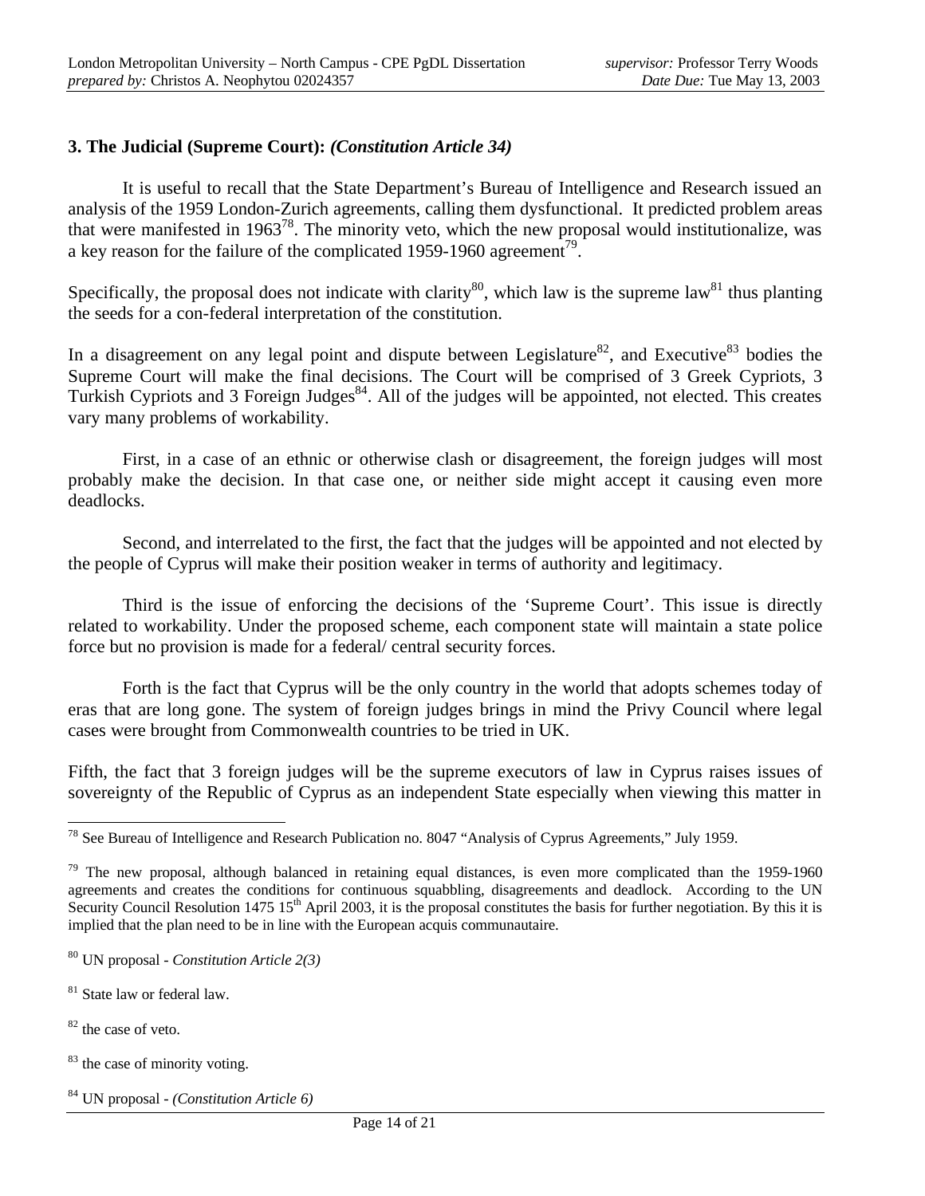### 3. The Judicial (Supreme Court): *(Constitution Article 34)*

It is useful to recall that the State Department's Bureau of Intelligence and Research issued an analysis of the 1959 London-Zurich agreements, calling them dysfunctional. It predicted problem areas that were manifested in 1963[78]. The minority veto, which the new proposal would institutionalize, was a key reason for the failure of the complicated 1959-1960 agreement[79].

Specifically, the proposal does not indicate with clarity[80], which law is the supreme law[81] thus planting the seeds for a con-federal interpretation of the constitution.

In a disagreement on any legal point and dispute between Legislature[82], and Executive[83] bodies the Supreme Court will make the final decisions. The Court will be comprised of 3 Greek Cypriots, 3 Turkish Cypriots and 3 Foreign Judges[84]. All of the judges will be appointed, not elected. This creates vary many problems of workability.

First, in a case of an ethnic or otherwise clash or disagreement, the foreign judges will most probably make the decision. In that case one, or neither side might accept it causing even more deadlocks.

Second, and interrelated to the first, the fact that the judges will be appointed and not elected by the people of Cyprus will make their position weaker in terms of authority and legitimacy.

Third is the issue of enforcing the decisions of the 'Supreme Court'. This issue is directly related to workability. Under the proposed scheme, each component state will maintain a state police force but no provision is made for a federal/ central security forces.

Forth is the fact that Cyprus will be the only country in the world that adopts schemes today of eras that are long gone. The system of foreign judges brings in mind the Privy Council where legal cases were brought from Commonwealth countries to be tried in UK.

Fifth, the fact that 3 foreign judges will be the supreme executors of law in Cyprus raises issues of sovereignty of the Republic of Cyprus as an independent State especially when viewing this matter in

---

[78] See Bureau of Intelligence and Research Publication no. 8047 "Analysis of Cyprus Agreements," July 1959.

[79] The new proposal, although balanced in retaining equal distances, is even more complicated than the 1959-1960 agreements and creates the conditions for continuous squabbling, disagreements and deadlock. According to the UN Security Council Resolution 1475 15th April 2003, it is the proposal constitutes the basis for further negotiation. By this it is implied that the plan need to be in line with the European acquis communautaire.

[80] UN proposal - *Constitution Article 2(3)*

[81] State law or federal law.

[82] the case of veto.

[83] the case of minority voting.

[84] UN proposal - *(Constitution Article 6)*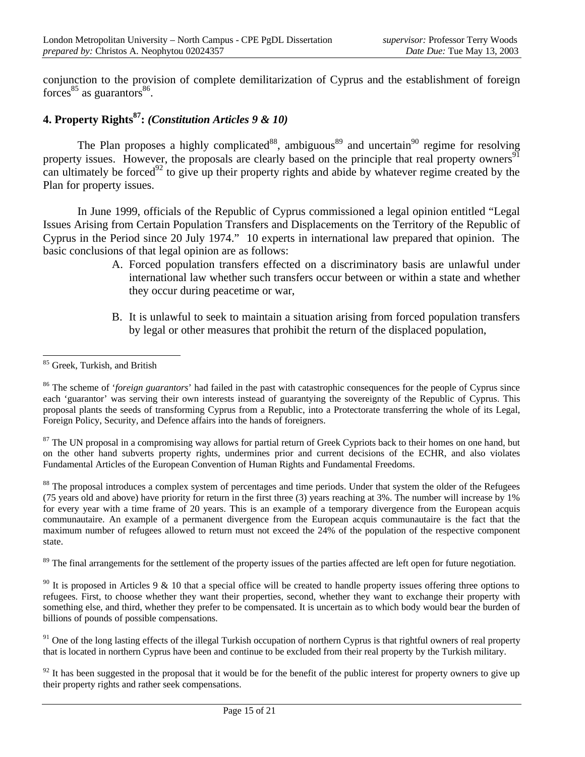conjunction to the provision of complete demilitarization of Cyprus and the establishment of foreign forces[85] as guarantors[86].

## 4. Property Rights[87]: *(Constitution Articles 9 & 10)*

The Plan proposes a highly complicated[88], ambiguous[89] and uncertain[90] regime for resolving property issues. However, the proposals are clearly based on the principle that real property owners[91] can ultimately be forced[92] to give up their property rights and abide by whatever regime created by the Plan for property issues.

In June 1999, officials of the Republic of Cyprus commissioned a legal opinion entitled "Legal Issues Arising from Certain Population Transfers and Displacements on the Territory of the Republic of Cyprus in the Period since 20 July 1974." 10 experts in international law prepared that opinion. The basic conclusions of that legal opinion are as follows:

A. Forced population transfers effected on a discriminatory basis are unlawful under international law whether such transfers occur between or within a state and whether they occur during peacetime or war,

B. It is unlawful to seek to maintain a situation arising from forced population transfers by legal or other measures that prohibit the return of the displaced population,

---

[85] Greek, Turkish, and British

[86] The scheme of '*foreign guarantors*' had failed in the past with catastrophic consequences for the people of Cyprus since each 'guarantor' was serving their own interests instead of guarantying the sovereignty of the Republic of Cyprus. This proposal plants the seeds of transforming Cyprus from a Republic, into a Protectorate transferring the whole of its Legal, Foreign Policy, Security, and Defence affairs into the hands of foreigners.

[87] The UN proposal in a compromising way allows for partial return of Greek Cypriots back to their homes on one hand, but on the other hand subverts property rights, undermines prior and current decisions of the ECHR, and also violates Fundamental Articles of the European Convention of Human Rights and Fundamental Freedoms.

[88] The proposal introduces a complex system of percentages and time periods. Under that system the older of the Refugees (75 years old and above) have priority for return in the first three (3) years reaching at 3%. The number will increase by 1% for every year with a time frame of 20 years. This is an example of a temporary divergence from the European acquis communautaire. An example of a permanent divergence from the European acquis communautaire is the fact that the maximum number of refugees allowed to return must not exceed the 24% of the population of the respective component state.

[89] The final arrangements for the settlement of the property issues of the parties affected are left open for future negotiation.

[90] It is proposed in Articles 9 & 10 that a special office will be created to handle property issues offering three options to refugees. First, to choose whether they want their properties, second, whether they want to exchange their property with something else, and third, whether they prefer to be compensated. It is uncertain as to which body would bear the burden of billions of pounds of possible compensations.

[91] One of the long lasting effects of the illegal Turkish occupation of northern Cyprus is that rightful owners of real property that is located in northern Cyprus have been and continue to be excluded from their real property by the Turkish military.

[92] It has been suggested in the proposal that it would be for the benefit of the public interest for property owners to give up their property rights and rather seek compensations.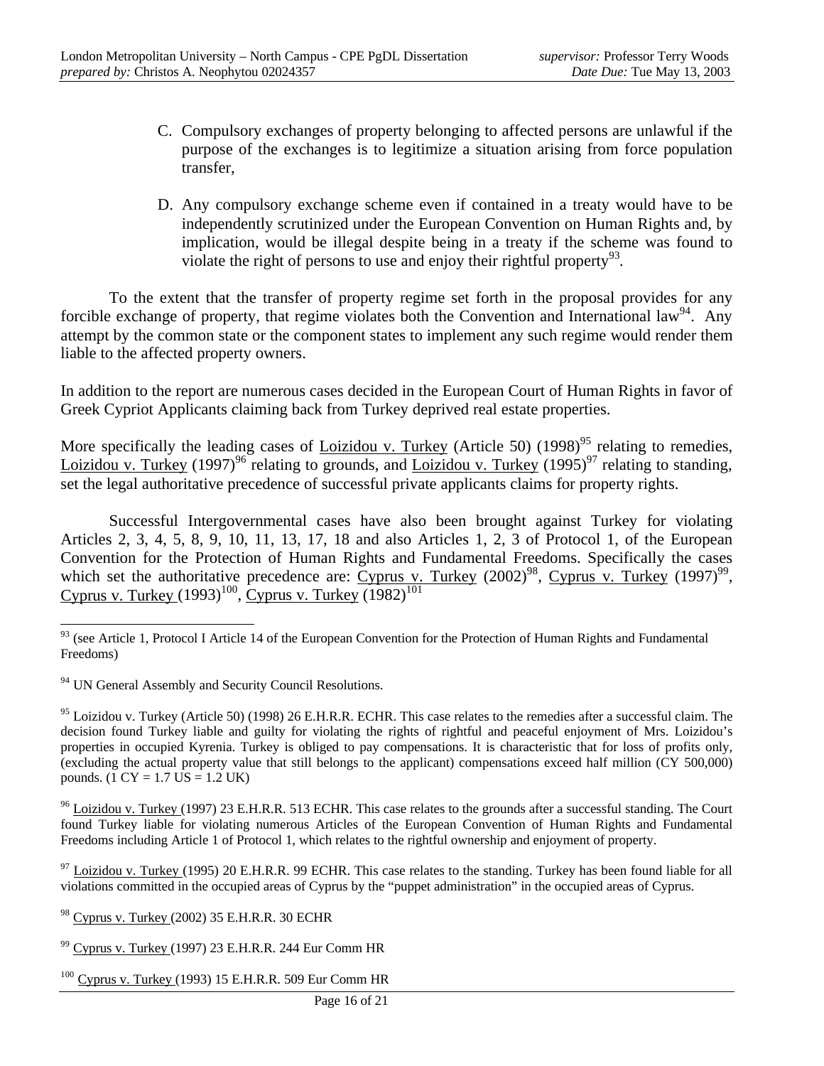C. Compulsory exchanges of property belonging to affected persons are unlawful if the purpose of the exchanges is to legitimize a situation arising from force population transfer,

D. Any compulsory exchange scheme even if contained in a treaty would have to be independently scrutinized under the European Convention on Human Rights and, by implication, would be illegal despite being in a treaty if the scheme was found to violate the right of persons to use and enjoy their rightful property[93].

To the extent that the transfer of property regime set forth in the proposal provides for any forcible exchange of property, that regime violates both the Convention and International law[94]. Any attempt by the common state or the component states to implement any such regime would render them liable to the affected property owners.

In addition to the report are numerous cases decided in the European Court of Human Rights in favor of Greek Cypriot Applicants claiming back from Turkey deprived real estate properties.

More specifically the leading cases of Loizidou v. Turkey (Article 50) (1998)[95] relating to remedies, Loizidou v. Turkey (1997)[96] relating to grounds, and Loizidou v. Turkey (1995)[97] relating to standing, set the legal authoritative precedence of successful private applicants claims for property rights.

Successful Intergovernmental cases have also been brought against Turkey for violating Articles 2, 3, 4, 5, 8, 9, 10, 11, 13, 17, 18 and also Articles 1, 2, 3 of Protocol 1, of the European Convention for the Protection of Human Rights and Fundamental Freedoms. Specifically the cases which set the authoritative precedence are: Cyprus v. Turkey (2002)[98], Cyprus v. Turkey (1997)[99], Cyprus v. Turkey (1993)[100], Cyprus v. Turkey (1982)[101]

---

[93] (see Article 1, Protocol I Article 14 of the European Convention for the Protection of Human Rights and Fundamental Freedoms)

[94] UN General Assembly and Security Council Resolutions.

[95] Loizidou v. Turkey (Article 50) (1998) 26 E.H.R.R. ECHR. This case relates to the remedies after a successful claim. The decision found Turkey liable and guilty for violating the rights of rightful and peaceful enjoyment of Mrs. Loizidou's properties in occupied Kyrenia. Turkey is obliged to pay compensations. It is characteristic that for loss of profits only, (excluding the actual property value that still belongs to the applicant) compensations exceed half million (CY 500,000) pounds. (1 CY = 1.7 US = 1.2 UK)

[96] Loizidou v. Turkey (1997) 23 E.H.R.R. 513 ECHR. This case relates to the grounds after a successful standing. The Court found Turkey liable for violating numerous Articles of the European Convention of Human Rights and Fundamental Freedoms including Article 1 of Protocol 1, which relates to the rightful ownership and enjoyment of property.

[97] Loizidou v. Turkey (1995) 20 E.H.R.R. 99 ECHR. This case relates to the standing. Turkey has been found liable for all violations committed in the occupied areas of Cyprus by the "puppet administration" in the occupied areas of Cyprus.

[98] Cyprus v. Turkey (2002) 35 E.H.R.R. 30 ECHR

[99] Cyprus v. Turkey (1997) 23 E.H.R.R. 244 Eur Comm HR

[100] Cyprus v. Turkey (1993) 15 E.H.R.R. 509 Eur Comm HR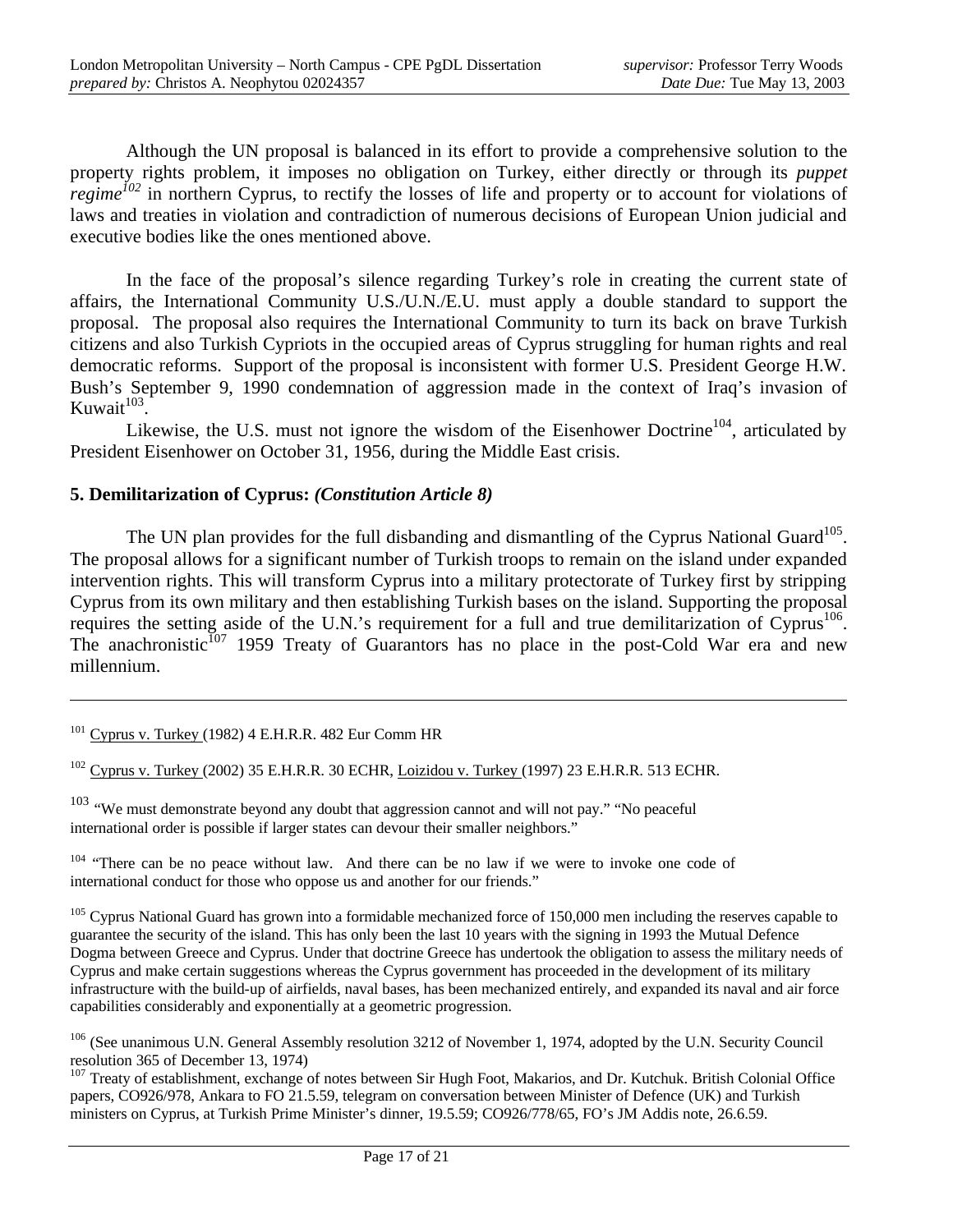Although the UN proposal is balanced in its effort to provide a comprehensive solution to the property rights problem, it imposes no obligation on Turkey, either directly or through its *puppet regime*[102] in northern Cyprus, to rectify the losses of life and property or to account for violations of laws and treaties in violation and contradiction of numerous decisions of European Union judicial and executive bodies like the ones mentioned above.

In the face of the proposal's silence regarding Turkey's role in creating the current state of affairs, the International Community U.S./U.N./E.U. must apply a double standard to support the proposal. The proposal also requires the International Community to turn its back on brave Turkish citizens and also Turkish Cypriots in the occupied areas of Cyprus struggling for human rights and real democratic reforms. Support of the proposal is inconsistent with former U.S. President George H.W. Bush's September 9, 1990 condemnation of aggression made in the context of Iraq's invasion of Kuwait[103].

Likewise, the U.S. must not ignore the wisdom of the Eisenhower Doctrine[104], articulated by President Eisenhower on October 31, 1956, during the Middle East crisis.

**5. Demilitarization of Cyprus:** ***(Constitution Article 8)***

The UN plan provides for the full disbanding and dismantling of the Cyprus National Guard[105]. The proposal allows for a significant number of Turkish troops to remain on the island under expanded intervention rights. This will transform Cyprus into a military protectorate of Turkey first by stripping Cyprus from its own military and then establishing Turkish bases on the island. Supporting the proposal requires the setting aside of the U.N.'s requirement for a full and true demilitarization of Cyprus[106]. The anachronistic[107] 1959 Treaty of Guarantors has no place in the post-Cold War era and new millennium.

---

[101] Cyprus v. Turkey (1982) 4 E.H.R.R. 482 Eur Comm HR

[102] Cyprus v. Turkey (2002) 35 E.H.R.R. 30 ECHR, Loizidou v. Turkey (1997) 23 E.H.R.R. 513 ECHR.

[103] "We must demonstrate beyond any doubt that aggression cannot and will not pay." "No peaceful international order is possible if larger states can devour their smaller neighbors."

[104] "There can be no peace without law. And there can be no law if we were to invoke one code of international conduct for those who oppose us and another for our friends."

[105] Cyprus National Guard has grown into a formidable mechanized force of 150,000 men including the reserves capable to guarantee the security of the island. This has only been the last 10 years with the signing in 1993 the Mutual Defence Dogma between Greece and Cyprus. Under that doctrine Greece has undertook the obligation to assess the military needs of Cyprus and make certain suggestions whereas the Cyprus government has proceeded in the development of its military infrastructure with the build-up of airfields, naval bases, has been mechanized entirely, and expanded its naval and air force capabilities considerably and exponentially at a geometric progression.

[106] (See unanimous U.N. General Assembly resolution 3212 of November 1, 1974, adopted by the U.N. Security Council resolution 365 of December 13, 1974)

[107] Treaty of establishment, exchange of notes between Sir Hugh Foot, Makarios, and Dr. Kutchuk. British Colonial Office papers, CO926/978, Ankara to FO 21.5.59, telegram on conversation between Minister of Defence (UK) and Turkish ministers on Cyprus, at Turkish Prime Minister's dinner, 19.5.59; CO926/778/65, FO's JM Addis note, 26.6.59.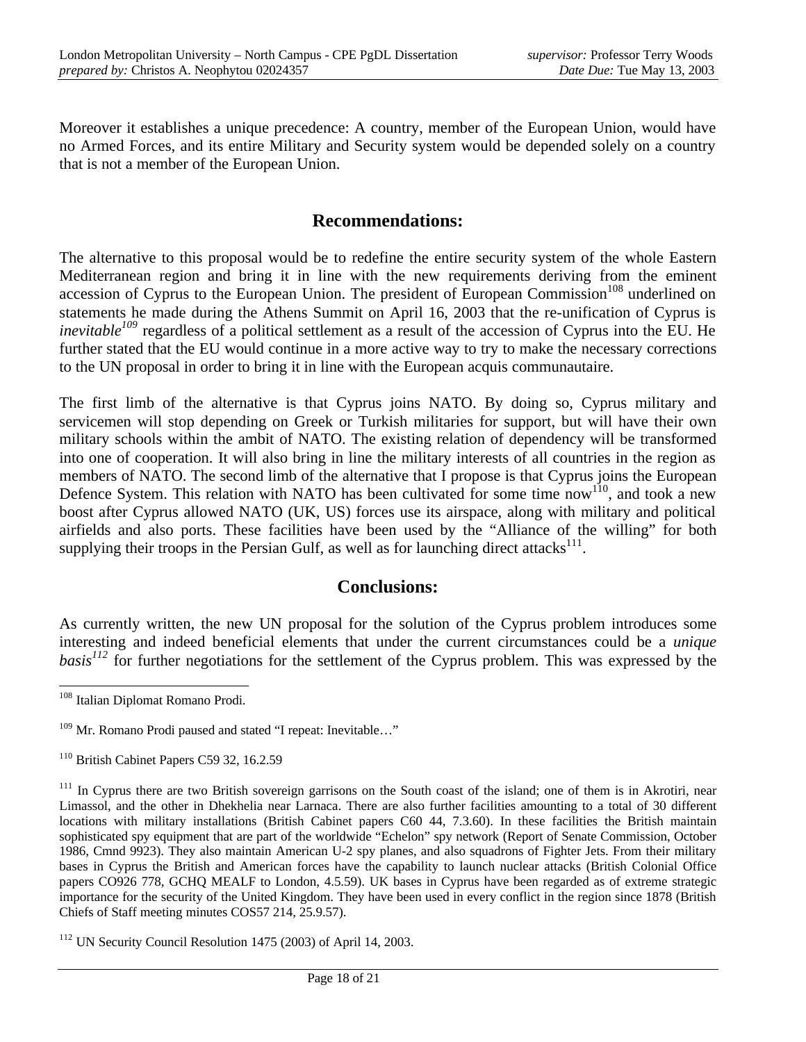Moreover it establishes a unique precedence: A country, member of the European Union, would have no Armed Forces, and its entire Military and Security system would be depended solely on a country that is not a member of the European Union.

## Recommendations:

The alternative to this proposal would be to redefine the entire security system of the whole Eastern Mediterranean region and bring it in line with the new requirements deriving from the eminent accession of Cyprus to the European Union. The president of European Commission[108] underlined on statements he made during the Athens Summit on April 16, 2003 that the re-unification of Cyprus is *inevitable*[109] regardless of a political settlement as a result of the accession of Cyprus into the EU. He further stated that the EU would continue in a more active way to try to make the necessary corrections to the UN proposal in order to bring it in line with the European acquis communautaire.

The first limb of the alternative is that Cyprus joins NATO. By doing so, Cyprus military and servicemen will stop depending on Greek or Turkish militaries for support, but will have their own military schools within the ambit of NATO. The existing relation of dependency will be transformed into one of cooperation. It will also bring in line the military interests of all countries in the region as members of NATO. The second limb of the alternative that I propose is that Cyprus joins the European Defence System. This relation with NATO has been cultivated for some time now[110], and took a new boost after Cyprus allowed NATO (UK, US) forces use its airspace, along with military and political airfields and also ports. These facilities have been used by the "Alliance of the willing" for both supplying their troops in the Persian Gulf, as well as for launching direct attacks[111].

## Conclusions:

As currently written, the new UN proposal for the solution of the Cyprus problem introduces some interesting and indeed beneficial elements that under the current circumstances could be a *unique basis*[112] for further negotiations for the settlement of the Cyprus problem. This was expressed by the

---

[108] Italian Diplomat Romano Prodi.

[109] Mr. Romano Prodi paused and stated "I repeat: Inevitable…"

[110] British Cabinet Papers C59 32, 16.2.59

[111] In Cyprus there are two British sovereign garrisons on the South coast of the island; one of them is in Akrotiri, near Limassol, and the other in Dhekhelia near Larnaca. There are also further facilities amounting to a total of 30 different locations with military installations (British Cabinet papers C60 44, 7.3.60). In these facilities the British maintain sophisticated spy equipment that are part of the worldwide "Echelon" spy network (Report of Senate Commission, October 1986, Cmnd 9923). They also maintain American U-2 spy planes, and also squadrons of Fighter Jets. From their military bases in Cyprus the British and American forces have the capability to launch nuclear attacks (British Colonial Office papers CO926 778, GCHQ MEALF to London, 4.5.59). UK bases in Cyprus have been regarded as of extreme strategic importance for the security of the United Kingdom. They have been used in every conflict in the region since 1878 (British Chiefs of Staff meeting minutes COS57 214, 25.9.57).

[112] UN Security Council Resolution 1475 (2003) of April 14, 2003.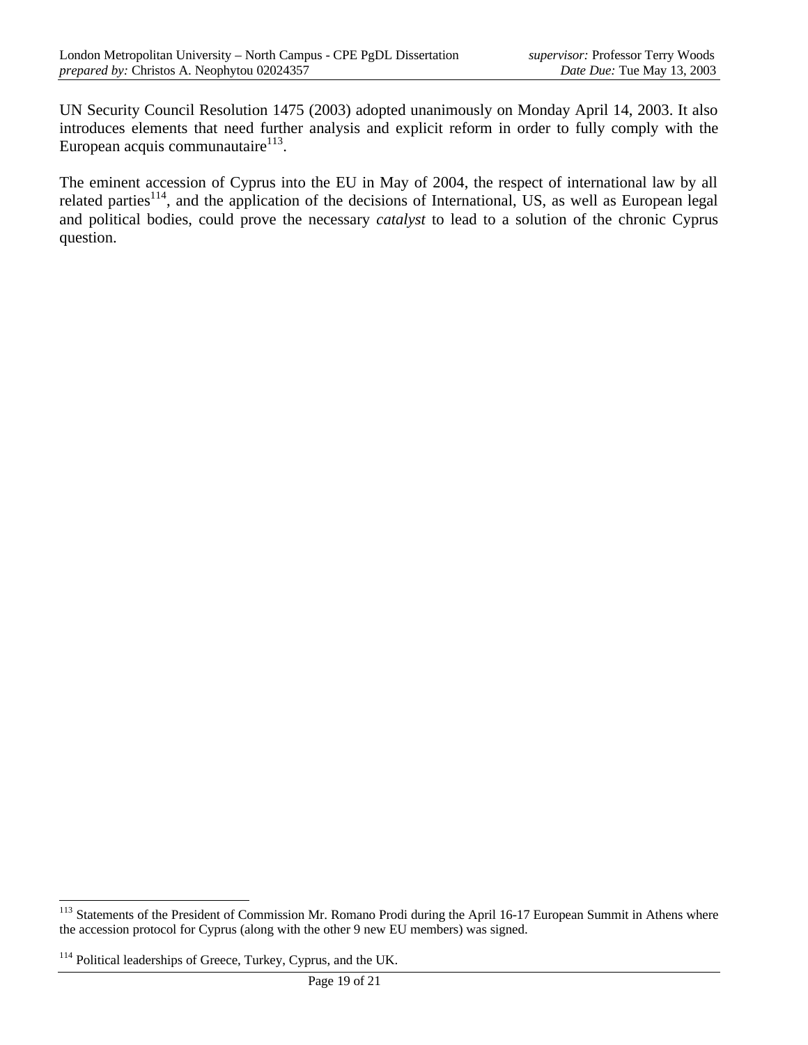UN Security Council Resolution 1475 (2003) adopted unanimously on Monday April 14, 2003. It also introduces elements that need further analysis and explicit reform in order to fully comply with the European acquis communautaire[113].

The eminent accession of Cyprus into the EU in May of 2004, the respect of international law by all related parties[114], and the application of the decisions of International, US, as well as European legal and political bodies, could prove the necessary *catalyst* to lead to a solution of the chronic Cyprus question.

---

[113] Statements of the President of Commission Mr. Romano Prodi during the April 16-17 European Summit in Athens where the accession protocol for Cyprus (along with the other 9 new EU members) was signed.

[114] Political leaderships of Greece, Turkey, Cyprus, and the UK.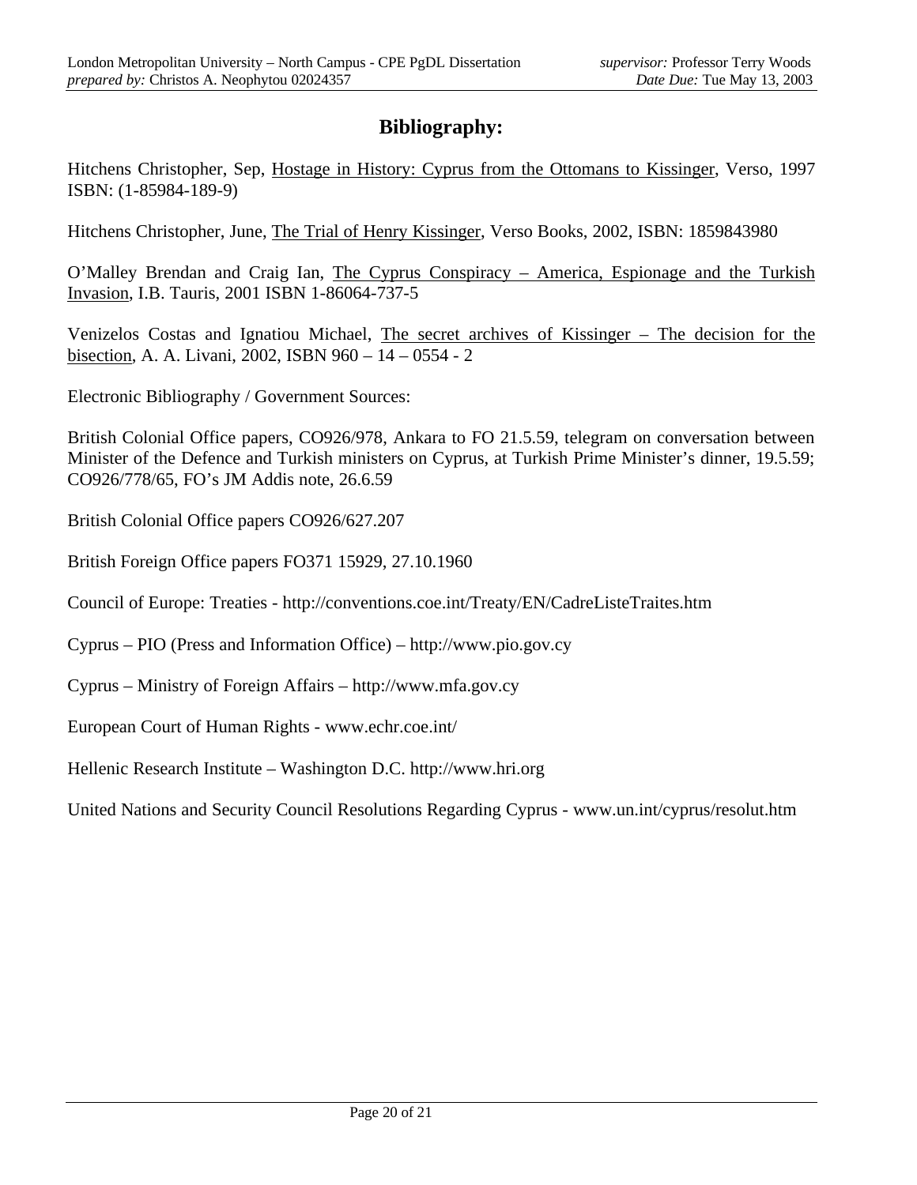# Bibliography:

Hitchens Christopher, Sep, Hostage in History: Cyprus from the Ottomans to Kissinger, Verso, 1997 ISBN: (1-85984-189-9)

Hitchens Christopher, June, The Trial of Henry Kissinger, Verso Books, 2002, ISBN: 1859843980

O'Malley Brendan and Craig Ian, The Cyprus Conspiracy – America, Espionage and the Turkish Invasion, I.B. Tauris, 2001 ISBN 1-86064-737-5

Venizelos Costas and Ignatiou Michael, The secret archives of Kissinger – The decision for the bisection, A. A. Livani, 2002, ISBN 960 – 14 – 0554 - 2

Electronic Bibliography / Government Sources:

British Colonial Office papers, CO926/978, Ankara to FO 21.5.59, telegram on conversation between Minister of the Defence and Turkish ministers on Cyprus, at Turkish Prime Minister's dinner, 19.5.59; CO926/778/65, FO's JM Addis note, 26.6.59

British Colonial Office papers CO926/627.207

British Foreign Office papers FO371 15929, 27.10.1960

Council of Europe: Treaties - http://conventions.coe.int/Treaty/EN/CadreListeTraites.htm

Cyprus – PIO (Press and Information Office) – http://www.pio.gov.cy

Cyprus – Ministry of Foreign Affairs – http://www.mfa.gov.cy

European Court of Human Rights - www.echr.coe.int/

Hellenic Research Institute – Washington D.C. http://www.hri.org

United Nations and Security Council Resolutions Regarding Cyprus - www.un.int/cyprus/resolut.htm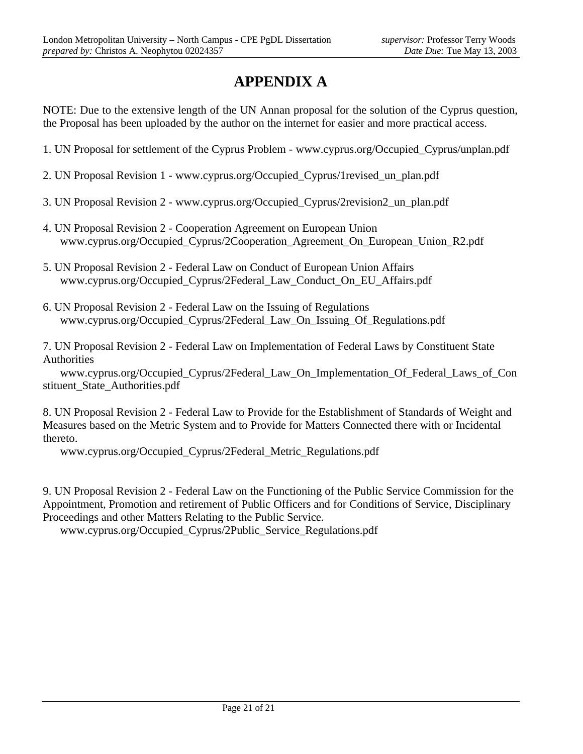# APPENDIX A

NOTE: Due to the extensive length of the UN Annan proposal for the solution of the Cyprus question, the Proposal has been uploaded by the author on the internet for easier and more practical access.

1. UN Proposal for settlement of the Cyprus Problem - www.cyprus.org/Occupied_Cyprus/unplan.pdf

2. UN Proposal Revision 1 - www.cyprus.org/Occupied_Cyprus/1revised_un_plan.pdf

3. UN Proposal Revision 2 - www.cyprus.org/Occupied_Cyprus/2revision2_un_plan.pdf

4. UN Proposal Revision 2 - Cooperation Agreement on European Union
   www.cyprus.org/Occupied_Cyprus/2Cooperation_Agreement_On_European_Union_R2.pdf

5. UN Proposal Revision 2 - Federal Law on Conduct of European Union Affairs
   www.cyprus.org/Occupied_Cyprus/2Federal_Law_Conduct_On_EU_Affairs.pdf

6. UN Proposal Revision 2 - Federal Law on the Issuing of Regulations
   www.cyprus.org/Occupied_Cyprus/2Federal_Law_On_Issuing_Of_Regulations.pdf

7. UN Proposal Revision 2 - Federal Law on Implementation of Federal Laws by Constituent State Authorities
   www.cyprus.org/Occupied_Cyprus/2Federal_Law_On_Implementation_Of_Federal_Laws_of_Constituent_State_Authorities.pdf

8. UN Proposal Revision 2 - Federal Law to Provide for the Establishment of Standards of Weight and Measures based on the Metric System and to Provide for Matters Connected there with or Incidental thereto.
   www.cyprus.org/Occupied_Cyprus/2Federal_Metric_Regulations.pdf

9. UN Proposal Revision 2 - Federal Law on the Functioning of the Public Service Commission for the Appointment, Promotion and retirement of Public Officers and for Conditions of Service, Disciplinary Proceedings and other Matters Relating to the Public Service.
   www.cyprus.org/Occupied_Cyprus/2Public_Service_Regulations.pdf